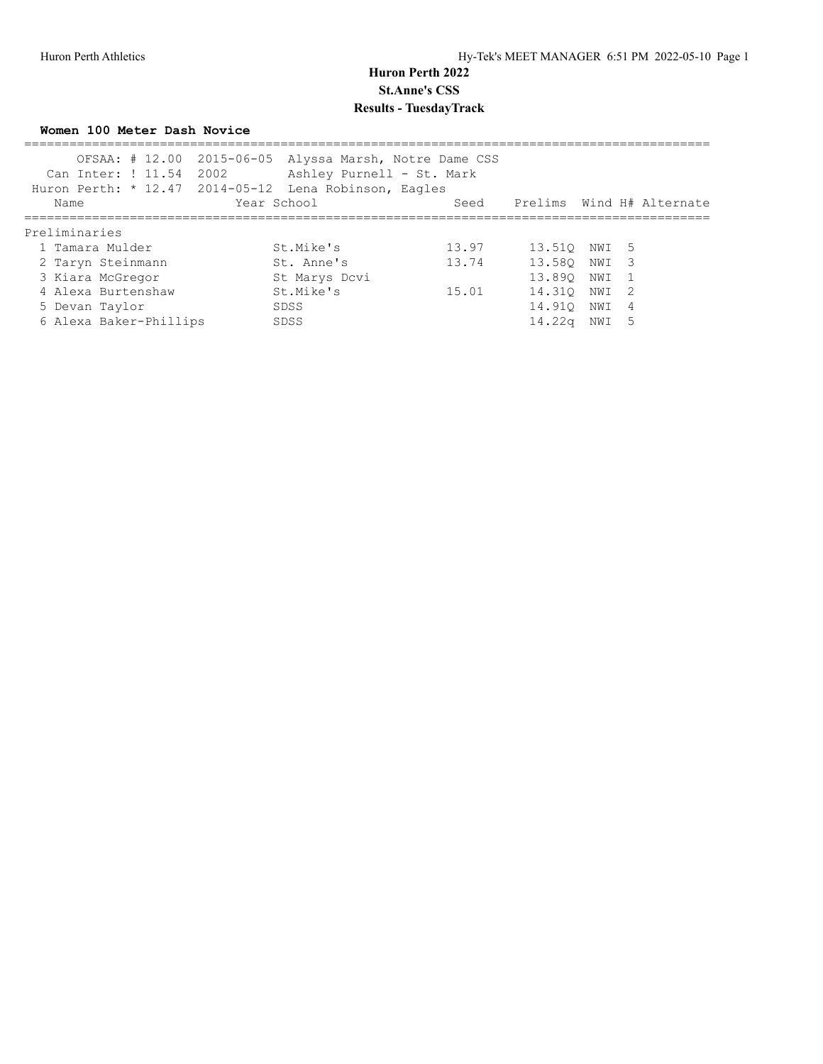# Huron Perth 2022

## St.Anne's CSS

## Results - TuesdayTrack

### Women 100 Meter Dash Novice

OFSAA: # 12.00 2015-06-05 Alyssa Marsh, Notre Dame CSS
Can Inter: ! 11.54 2002 Ashley Purnell - St. Mark
Huron Perth: * 12.47 2014-05-12 Lena Robinson, Eagles

| Name | Year | School | Seed | Prelims | Wind | H# | Alternate |
|---|---|---|---|---|---|---|---|
| **Preliminaries** | | | | | | | |
| 1 Tamara Mulder | | St.Mike's | 13.97 | 13.51Q | NWI | 5 | |
| 2 Taryn Steinmann | | St. Anne's | 13.74 | 13.58Q | NWI | 3 | |
| 3 Kiara McGregor | | St Marys Dcvi | | 13.89Q | NWI | 1 | |
| 4 Alexa Burtenshaw | | St.Mike's | 15.01 | 14.31Q | NWI | 2 | |
| 5 Devan Taylor | | SDSS | | 14.91Q | NWI | 4 | |
| 6 Alexa Baker-Phillips | | SDSS | | 14.22q | NWI | 5 | |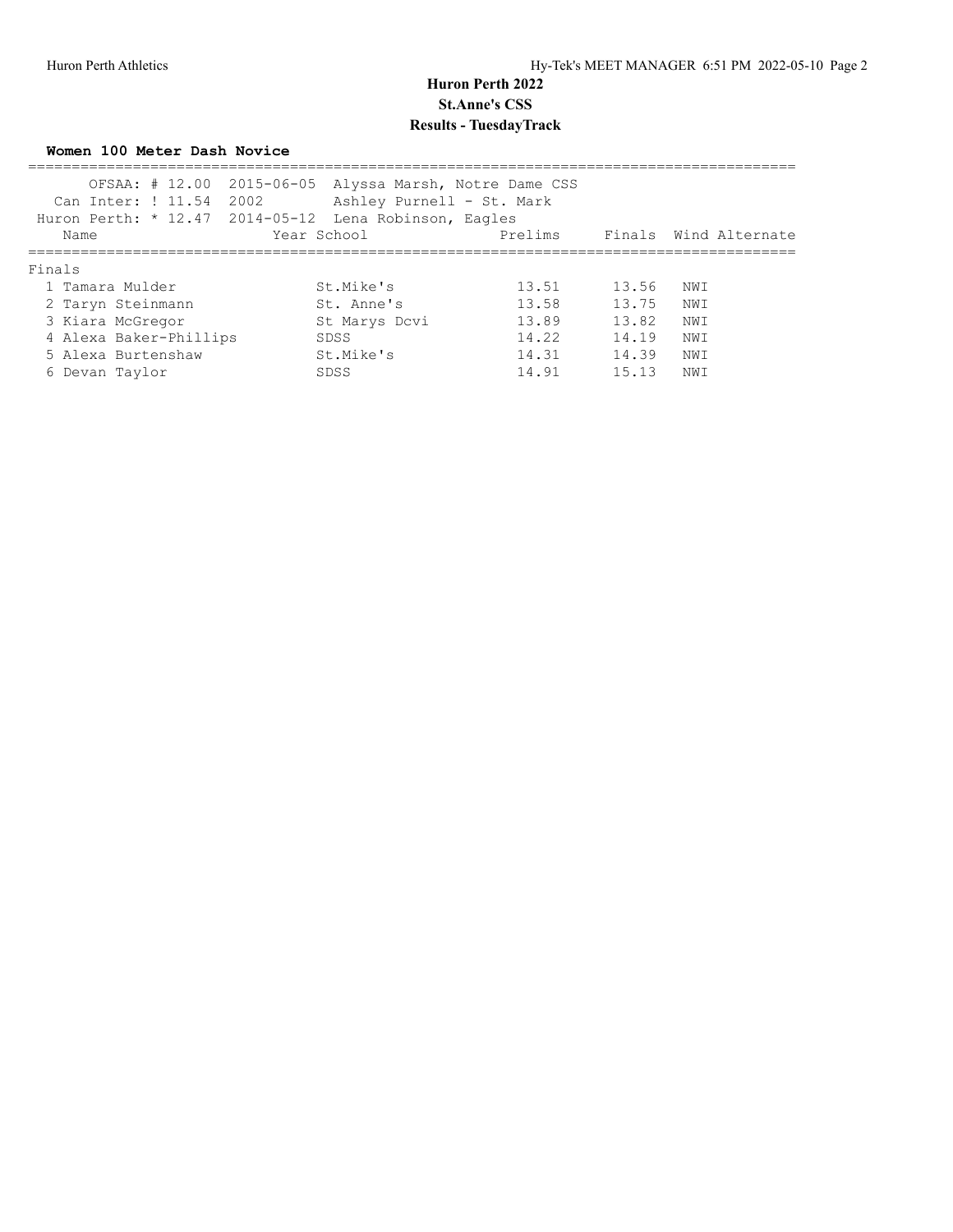# Huron Perth 2022

## St.Anne's CSS

## Results - TuesdayTrack

### Women 100 Meter Dash Novice

OFSAA: # 12.00 2015-06-05 Alyssa Marsh, Notre Dame CSS
Can Inter: ! 11.54 2002 Ashley Purnell - St. Mark
Huron Perth: * 12.47 2014-05-12 Lena Robinson, Eagles

**Finals**

| Name | Year | School | Prelims | Finals | Wind | Alternate |
|---|---|---|---|---|---|---|
| 1 Tamara Mulder | | St.Mike's | 13.51 | 13.56 | NWI | |
| 2 Taryn Steinmann | | St. Anne's | 13.58 | 13.75 | NWI | |
| 3 Kiara McGregor | | St Marys Dcvi | 13.89 | 13.82 | NWI | |
| 4 Alexa Baker-Phillips | | SDSS | 14.22 | 14.19 | NWI | |
| 5 Alexa Burtenshaw | | St.Mike's | 14.31 | 14.39 | NWI | |
| 6 Devan Taylor | | SDSS | 14.91 | 15.13 | NWI | |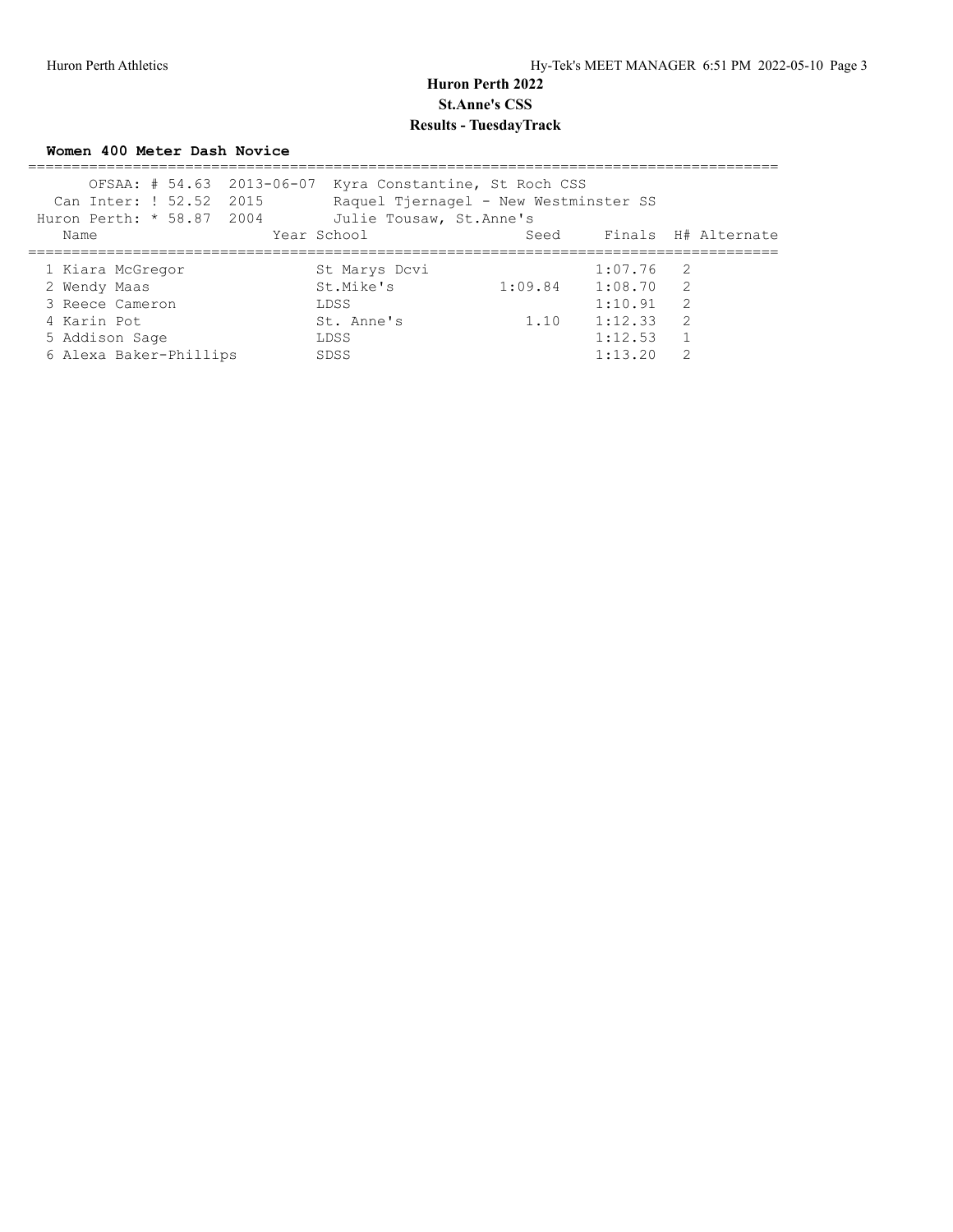# Huron Perth 2022

## St.Anne's CSS

## Results - TuesdayTrack

### Women 400 Meter Dash Novice

| | | | |
|---|---|---|---|
| OFSAA: # 54.63 | 2013-06-07 | Kyra Constantine, St Roch CSS | |
| Can Inter: ! 52.52 | 2015 | Raquel Tjernagel - New Westminster SS | |
| Huron Perth: * 58.87 | 2004 | Julie Tousaw, St.Anne's | |

| Name | Year | School | Seed | Finals | H# | Alternate |
|---|---|---|---|---|---|---|
| 1 Kiara McGregor | | St Marys Dcvi | | 1:07.76 | 2 | |
| 2 Wendy Maas | | St.Mike's | 1:09.84 | 1:08.70 | 2 | |
| 3 Reece Cameron | | LDSS | | 1:10.91 | 2 | |
| 4 Karin Pot | | St. Anne's | 1.10 | 1:12.33 | 2 | |
| 5 Addison Sage | | LDSS | | 1:12.53 | 1 | |
| 6 Alexa Baker-Phillips | | SDSS | | 1:13.20 | 2 | |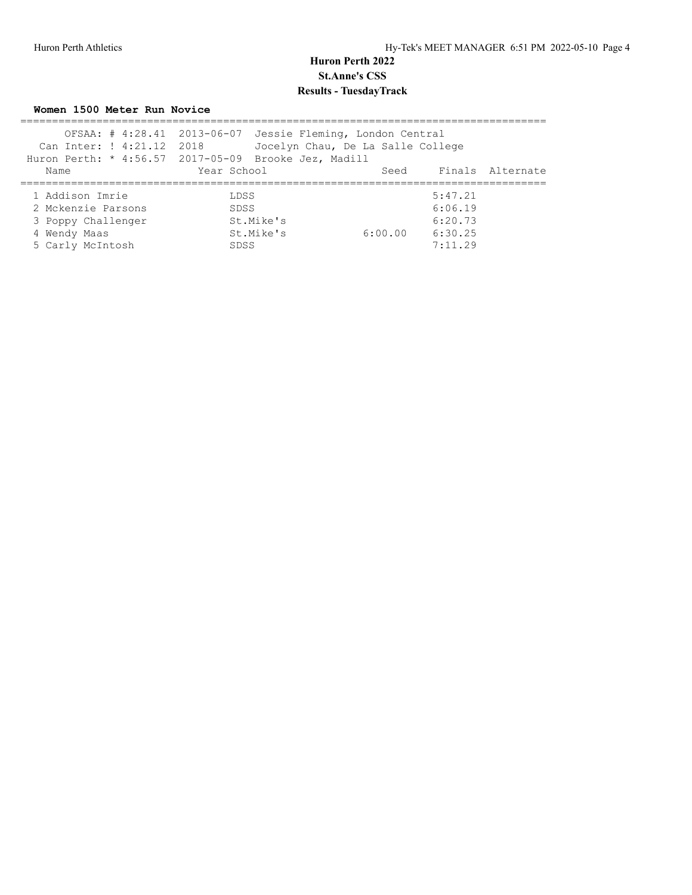# Huron Perth 2022

## St.Anne's CSS

## Results - TuesdayTrack

### Women 1500 Meter Run Novice

OFSAA: # 4:28.41 2013-06-07 Jessie Fleming, London Central
Can Inter: ! 4:21.12 2018 Jocelyn Chau, De La Salle College
Huron Perth: * 4:56.57 2017-05-09 Brooke Jez, Madill

| | Name | Year | School | Seed | Finals | Alternate |
|---|---|---|---|---|---|---|
| 1 | Addison Imrie | | LDSS | | 5:47.21 | |
| 2 | Mckenzie Parsons | | SDSS | | 6:06.19 | |
| 3 | Poppy Challenger | | St.Mike's | | 6:20.73 | |
| 4 | Wendy Maas | | St.Mike's | 6:00.00 | 6:30.25 | |
| 5 | Carly McIntosh | | SDSS | | 7:11.29 | |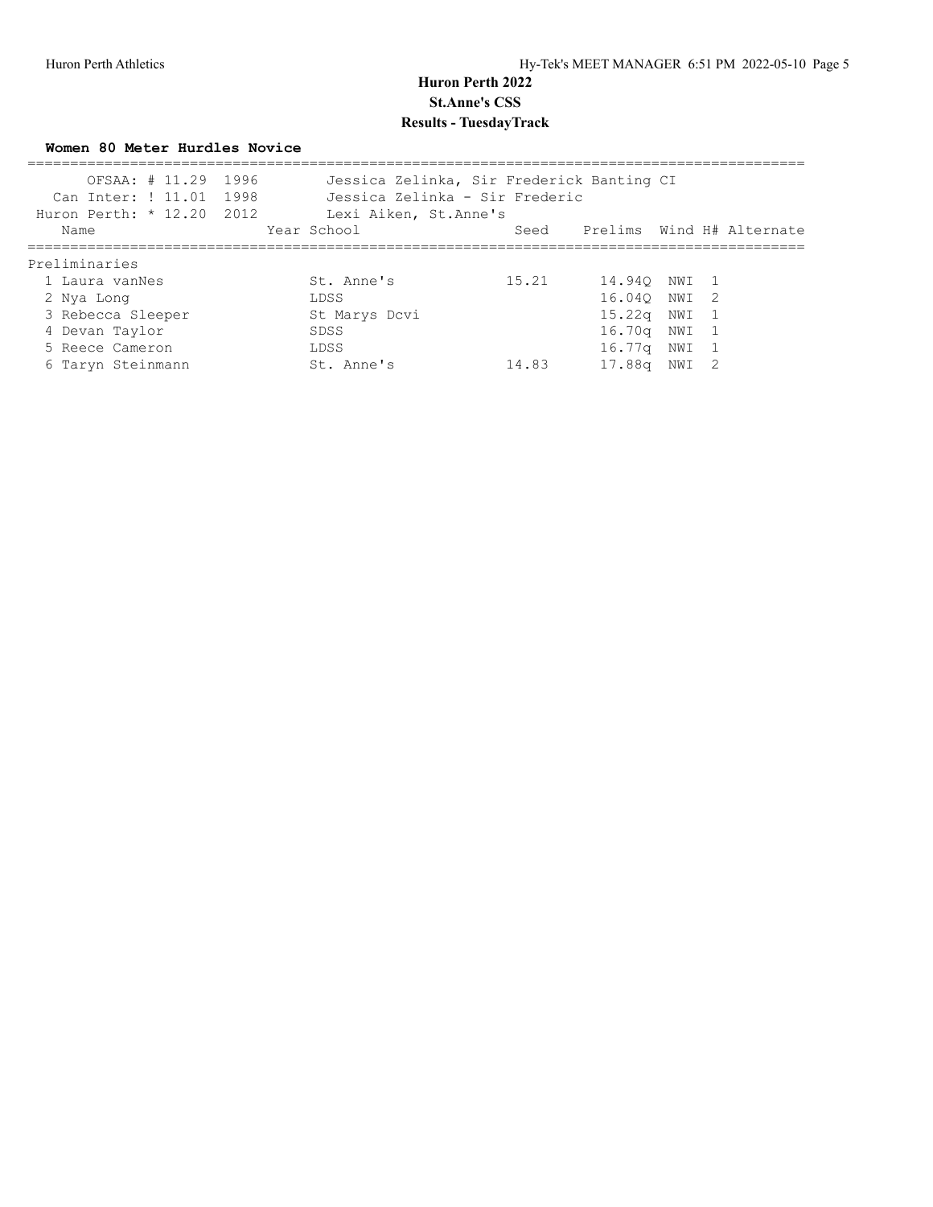# Huron Perth 2022

## St.Anne's CSS

## Results - TuesdayTrack

### Women 80 Meter Hurdles Novice

| Record | | Holder |
|---|---|---|
| OFSAA: # 11.29 | 1996 | Jessica Zelinka, Sir Frederick Banting CI |
| Can Inter: ! 11.01 | 1998 | Jessica Zelinka - Sir Frederic |
| Huron Perth: * 12.20 | 2012 | Lexi Aiken, St.Anne's |

**Preliminaries**

| | Name | Year | School | Seed | Prelims | Wind | H# | Alternate |
|---|---|---|---|---|---|---|---|---|
| 1 | Laura vanNes | | St. Anne's | 15.21 | 14.94Q | NWI | 1 | |
| 2 | Nya Long | | LDSS | | 16.04Q | NWI | 2 | |
| 3 | Rebecca Sleeper | | St Marys Dcvi | | 15.22q | NWI | 1 | |
| 4 | Devan Taylor | | SDSS | | 16.70q | NWI | 1 | |
| 5 | Reece Cameron | | LDSS | | 16.77q | NWI | 1 | |
| 6 | Taryn Steinmann | | St. Anne's | 14.83 | 17.88q | NWI | 2 | |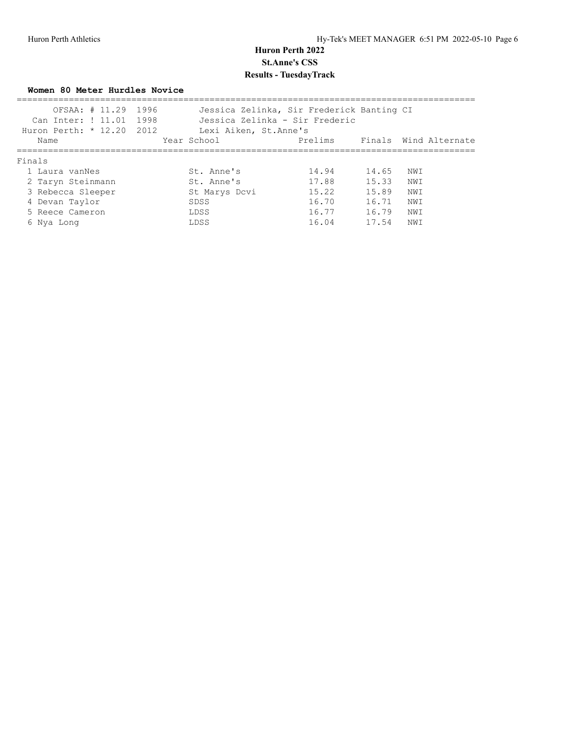# Huron Perth 2022

## St.Anne's CSS

## Results - TuesdayTrack

### Women 80 Meter Hurdles Novice

| Record | Mark | Year | Holder |
|---|---|---|---|
| OFSAA: # | 11.29 | 1996 | Jessica Zelinka, Sir Frederick Banting CI |
| Can Inter: ! | 11.01 | 1998 | Jessica Zelinka - Sir Frederic |
| Huron Perth: * | 12.20 | 2012 | Lexi Aiken, St.Anne's |

**Finals**

| Place | Name | Year | School | Prelims | Finals | Wind | Alternate |
|---|---|---|---|---|---|---|---|
| 1 | Laura vanNes | | St. Anne's | 14.94 | 14.65 | NWI | |
| 2 | Taryn Steinmann | | St. Anne's | 17.88 | 15.33 | NWI | |
| 3 | Rebecca Sleeper | | St Marys Dcvi | 15.22 | 15.89 | NWI | |
| 4 | Devan Taylor | | SDSS | 16.70 | 16.71 | NWI | |
| 5 | Reece Cameron | | LDSS | 16.77 | 16.79 | NWI | |
| 6 | Nya Long | | LDSS | 16.04 | 17.54 | NWI | |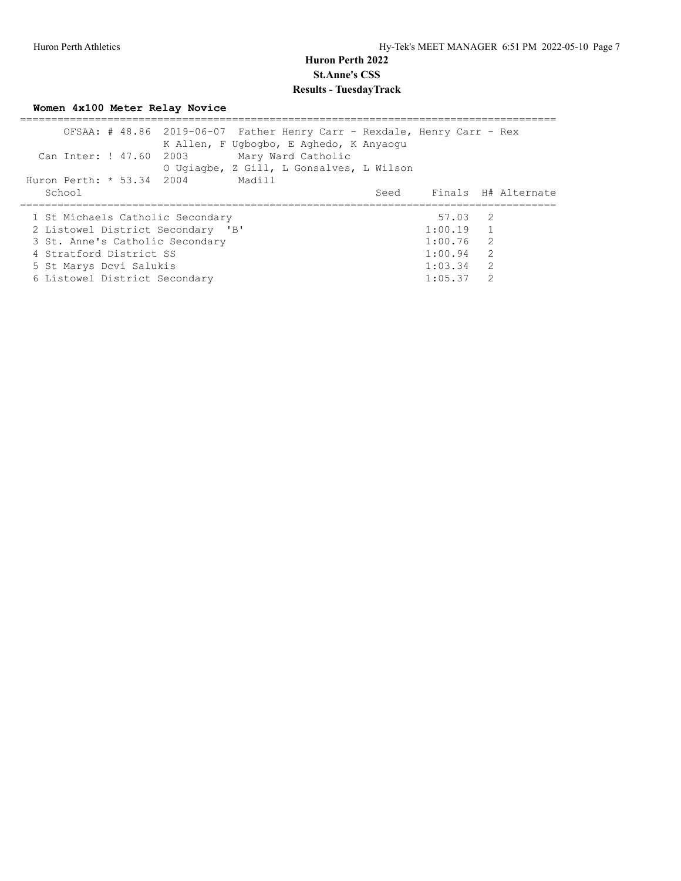# Huron Perth 2022

## St.Anne's CSS

## Results - TuesdayTrack

### Women 4x100 Meter Relay Novice

OFSAA: # 48.86 2019-06-07 Father Henry Carr - Rexdale, Henry Carr - Rex
K Allen, F Ugbogbo, E Aghedo, K Anyaogu

Can Inter: ! 47.60 2003 Mary Ward Catholic
O Ugiagbe, Z Gill, L Gonsalves, L Wilson

Huron Perth: * 53.34 2004 Madill

| | School | Seed | Finals | H# | Alternate |
|---|---|---|---|---|---|
| 1 | St Michaels Catholic Secondary | | 57.03 | 2 | |
| 2 | Listowel District Secondary 'B' | | 1:00.19 | 1 | |
| 3 | St. Anne's Catholic Secondary | | 1:00.76 | 2 | |
| 4 | Stratford District SS | | 1:00.94 | 2 | |
| 5 | St Marys Dcvi Salukis | | 1:03.34 | 2 | |
| 6 | Listowel District Secondary | | 1:05.37 | 2 | |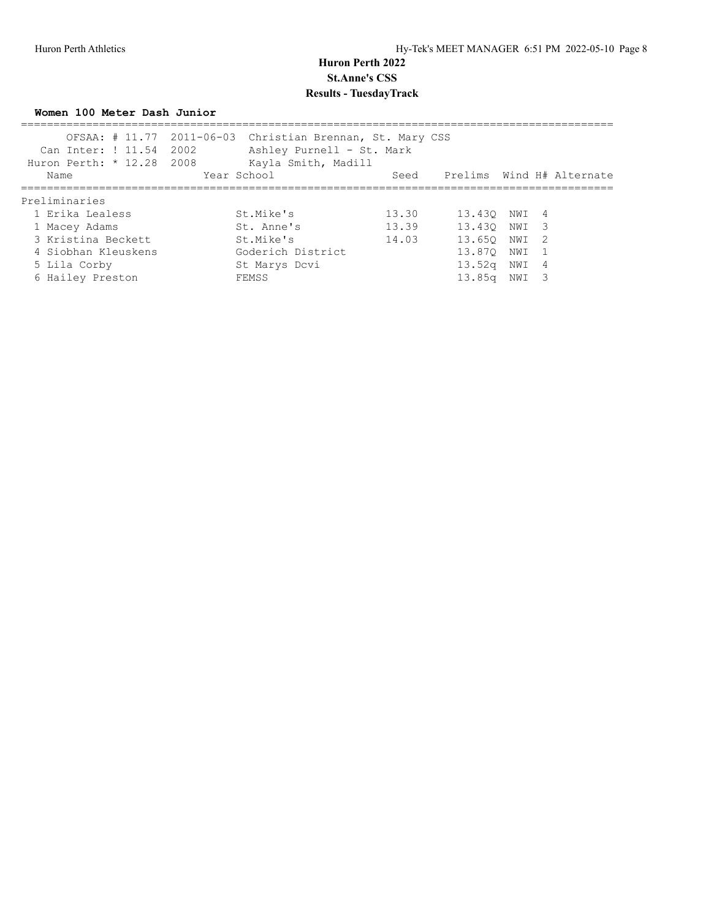# Huron Perth 2022

## St.Anne's CSS

## Results - TuesdayTrack

### Women 100 Meter Dash Junior

| | | | |
|---|---|---|---|
| OFSAA: # 11.77 | 2011-06-03 | Christian Brennan, St. Mary CSS | |
| Can Inter: ! 11.54 | 2002 | Ashley Purnell - St. Mark | |
| Huron Perth: * 12.28 | 2008 | Kayla Smith, Madill | |

| Name | Year | School | Seed | Prelims | Wind | H# | Alternate |
|---|---|---|---|---|---|---|---|
| **Preliminaries** | | | | | | | |
| 1 Erika Lealess | | St.Mike's | 13.30 | 13.43Q | NWI | 4 | |
| 1 Macey Adams | | St. Anne's | 13.39 | 13.43Q | NWI | 3 | |
| 3 Kristina Beckett | | St.Mike's | 14.03 | 13.65Q | NWI | 2 | |
| 4 Siobhan Kleuskens | | Goderich District | | 13.87Q | NWI | 1 | |
| 5 Lila Corby | | St Marys Dcvi | | 13.52q | NWI | 4 | |
| 6 Hailey Preston | | FEMSS | | 13.85q | NWI | 3 | |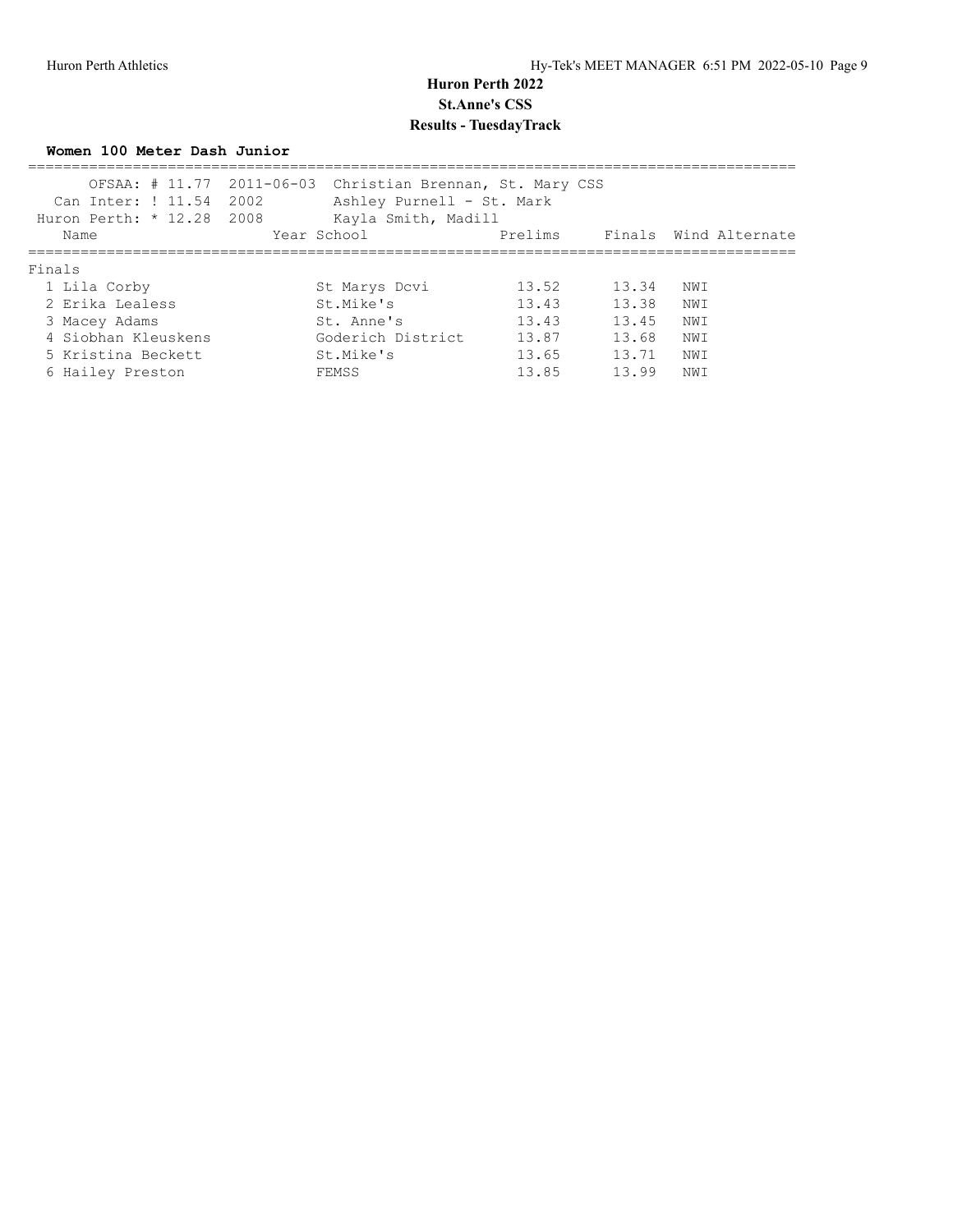# Huron Perth 2022

## St.Anne's CSS

## Results - TuesdayTrack

### Women 100 Meter Dash Junior

| | | |
|---|---|---|
| OFSAA: # 11.77 | 2011-06-03 | Christian Brennan, St. Mary CSS |
| Can Inter: ! 11.54 | 2002 | Ashley Purnell - St. Mark |
| Huron Perth: * 12.28 | 2008 | Kayla Smith, Madill |

**Finals**

| Name | Year | School | Prelims | Finals | Wind | Alternate |
|---|---|---|---|---|---|---|
| 1 Lila Corby | | St Marys Dcvi | 13.52 | 13.34 | NWI | |
| 2 Erika Lealess | | St.Mike's | 13.43 | 13.38 | NWI | |
| 3 Macey Adams | | St. Anne's | 13.43 | 13.45 | NWI | |
| 4 Siobhan Kleuskens | | Goderich District | 13.87 | 13.68 | NWI | |
| 5 Kristina Beckett | | St.Mike's | 13.65 | 13.71 | NWI | |
| 6 Hailey Preston | | FEMSS | 13.85 | 13.99 | NWI | |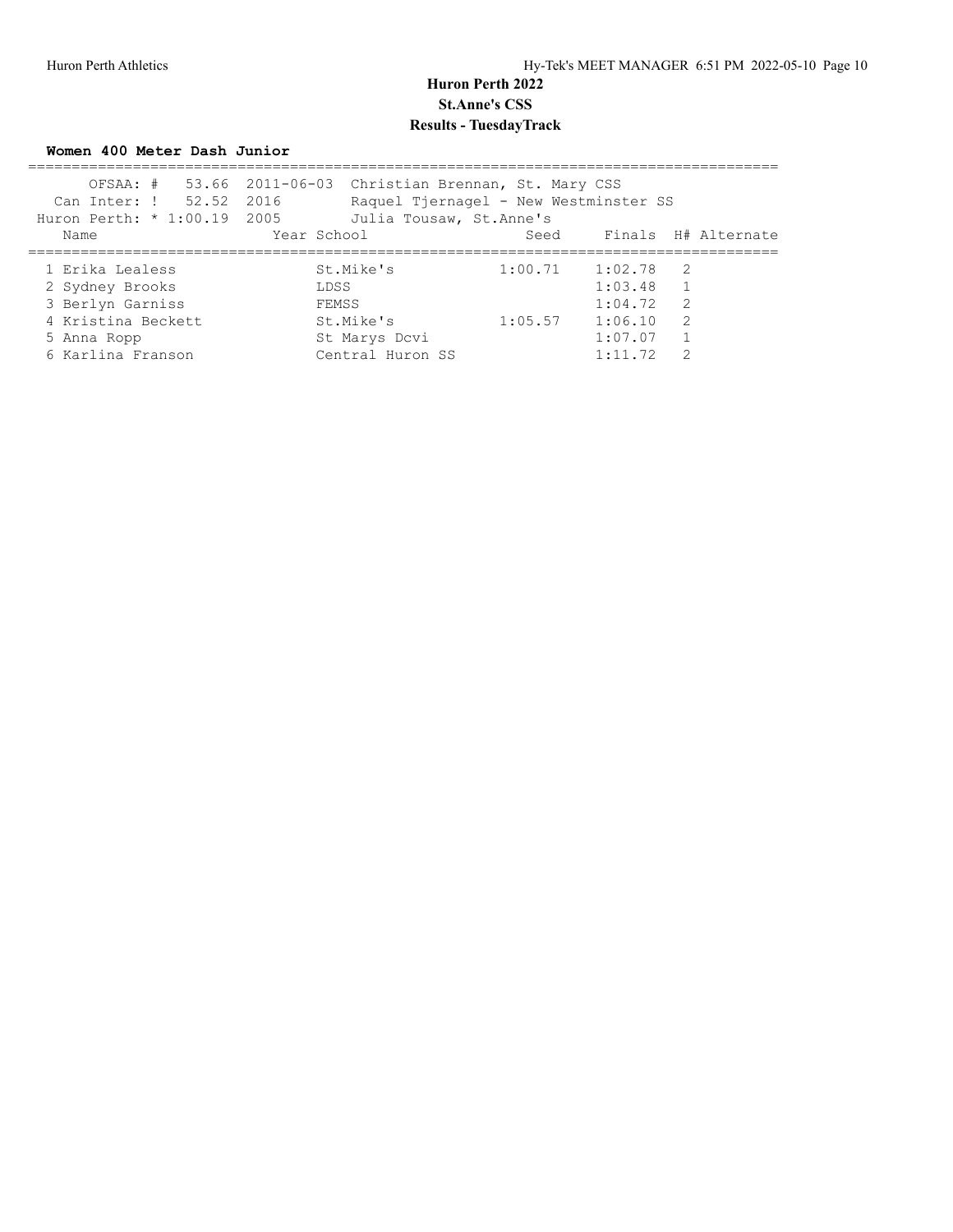# Huron Perth 2022

## St.Anne's CSS

## Results - TuesdayTrack

### Women 400 Meter Dash Junior

| Record | Mark | Date | Holder |
|---|---|---|---|
| OFSAA: # | 53.66 | 2011-06-03 | Christian Brennan, St. Mary CSS |
| Can Inter: ! | 52.52 | 2016 | Raquel Tjernagel - New Westminster SS |
| Huron Perth: * | 1:00.19 | 2005 | Julia Tousaw, St.Anne's |

| Place | Name | Year | School | Seed | Finals | H# | Alternate |
|---|---|---|---|---|---|---|---|
| 1 | Erika Lealess | | St.Mike's | 1:00.71 | 1:02.78 | 2 | |
| 2 | Sydney Brooks | | LDSS | | 1:03.48 | 1 | |
| 3 | Berlyn Garniss | | FEMSS | | 1:04.72 | 2 | |
| 4 | Kristina Beckett | | St.Mike's | 1:05.57 | 1:06.10 | 2 | |
| 5 | Anna Ropp | | St Marys Dcvi | | 1:07.07 | 1 | |
| 6 | Karlina Franson | | Central Huron SS | | 1:11.72 | 2 | |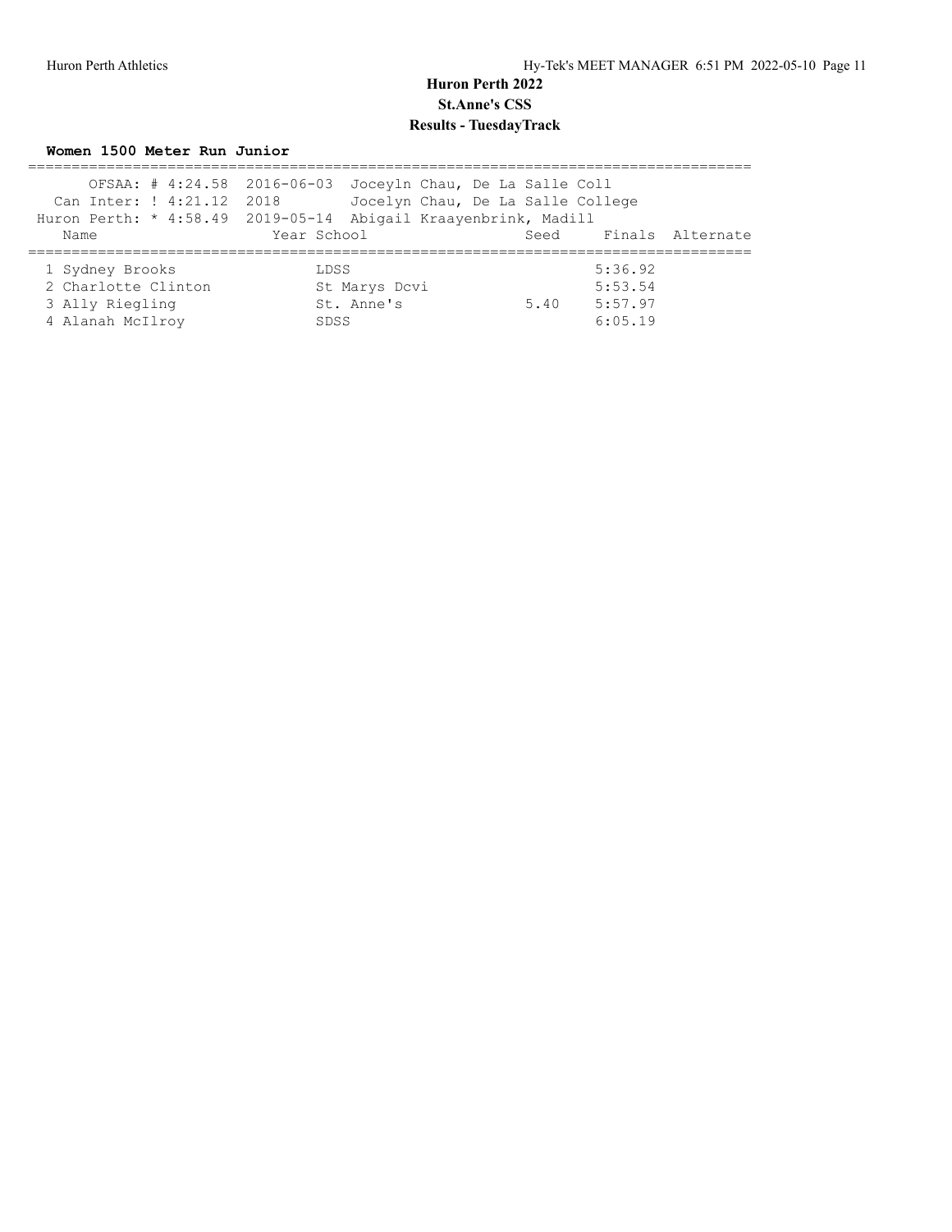# Huron Perth 2022

## St.Anne's CSS

## Results - TuesdayTrack

### Women 1500 Meter Run Junior

OFSAA: # 4:24.58 2016-06-03 Joceyln Chau, De La Salle Coll
Can Inter: ! 4:21.12 2018 Jocelyn Chau, De La Salle College
Huron Perth: * 4:58.49 2019-05-14 Abigail Kraayenbrink, Madill

| Name | Year | School | Seed | Finals | Alternate |
|---|---|---|---|---|---|
| 1 Sydney Brooks | | LDSS | | 5:36.92 | |
| 2 Charlotte Clinton | | St Marys Dcvi | | 5:53.54 | |
| 3 Ally Riegling | | St. Anne's | 5.40 | 5:57.97 | |
| 4 Alanah McIlroy | | SDSS | | 6:05.19 | |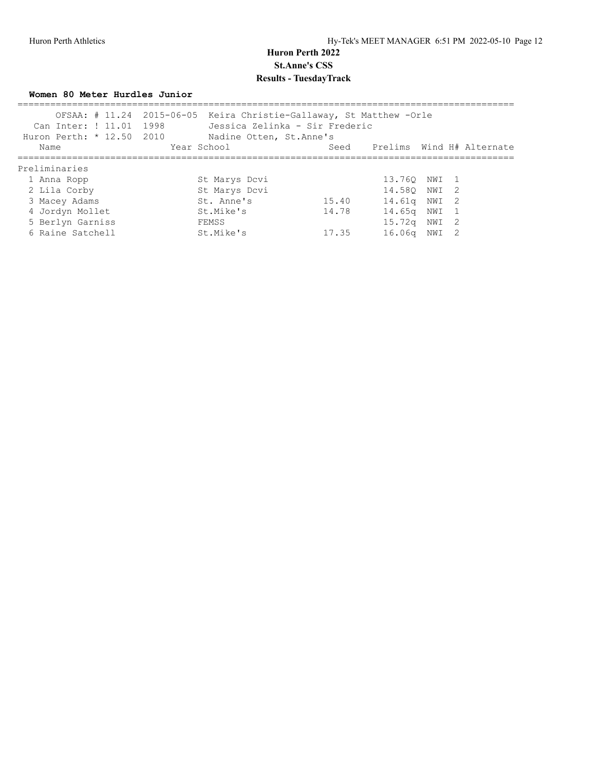# Huron Perth 2022

## St.Anne's CSS

## Results - TuesdayTrack

**Women 80 Meter Hurdles Junior**

| | | |
|---|---|---|
| OFSAA: # 11.24 | 2015-06-05 | Keira Christie-Gallaway, St Matthew -Orle |
| Can Inter: ! 11.01 | 1998 | Jessica Zelinka - Sir Frederic |
| Huron Perth: * 12.50 | 2010 | Nadine Otten, St.Anne's |

| Name | Year | School | Seed | Prelims | Wind | H# | Alternate |
|---|---|---|---|---|---|---|---|
| **Preliminaries** | | | | | | | |
| 1 Anna Ropp | | St Marys Dcvi | | 13.76Q | NWI | 1 | |
| 2 Lila Corby | | St Marys Dcvi | | 14.58Q | NWI | 2 | |
| 3 Macey Adams | | St. Anne's | 15.40 | 14.61q | NWI | 2 | |
| 4 Jordyn Mollet | | St.Mike's | 14.78 | 14.65q | NWI | 1 | |
| 5 Berlyn Garniss | | FEMSS | | 15.72q | NWI | 2 | |
| 6 Raine Satchell | | St.Mike's | 17.35 | 16.06q | NWI | 2 | |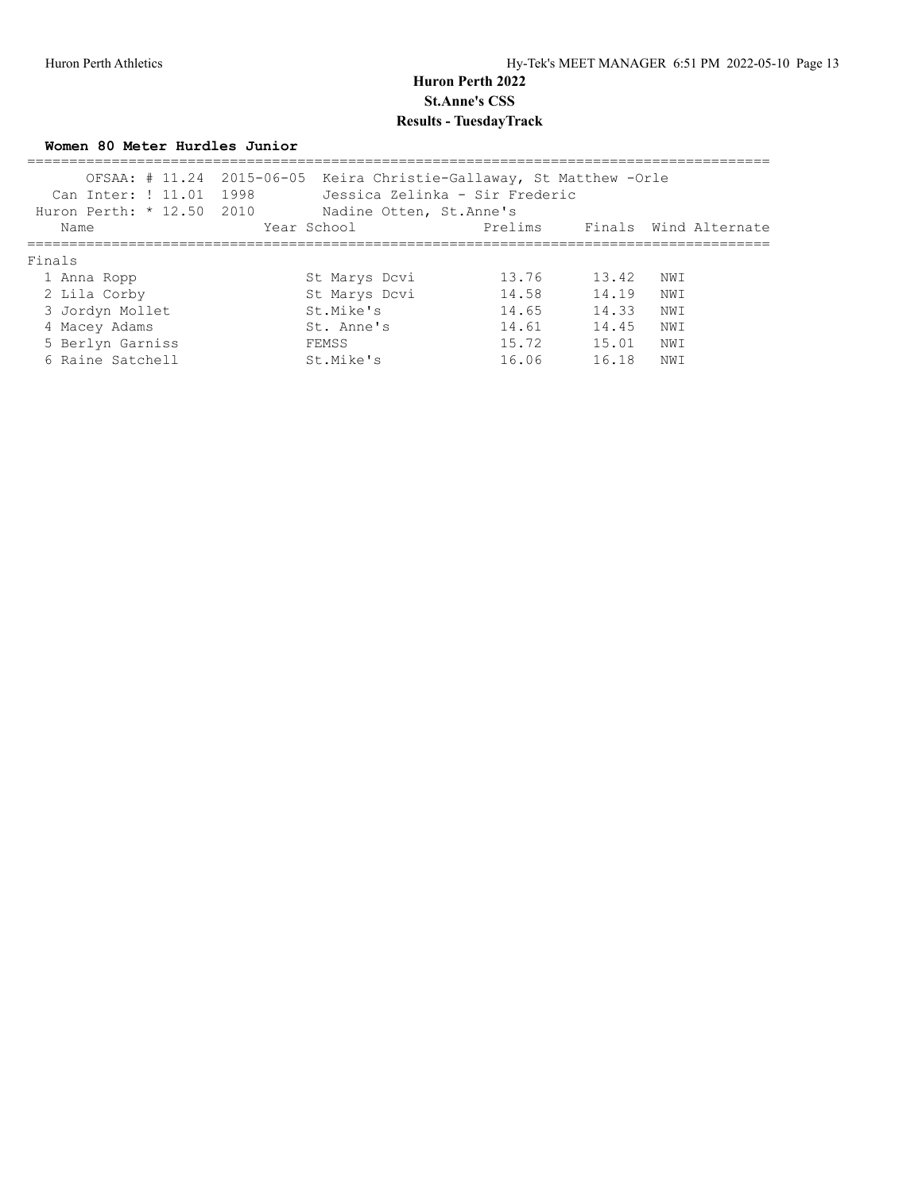# Huron Perth 2022

## St.Anne's CSS

## Results - TuesdayTrack

### Women 80 Meter Hurdles Junior

OFSAA: # 11.24 2015-06-05 Keira Christie-Gallaway, St Matthew -Orle

Can Inter: ! 11.01 1998 Jessica Zelinka - Sir Frederic

Huron Perth: * 12.50 2010 Nadine Otten, St.Anne's

**Finals**

| Place | Name | Year | School | Prelims | Finals | Wind | Alternate |
|---|---|---|---|---|---|---|---|
| 1 | Anna Ropp | | St Marys Dcvi | 13.76 | 13.42 | NWI | |
| 2 | Lila Corby | | St Marys Dcvi | 14.58 | 14.19 | NWI | |
| 3 | Jordyn Mollet | | St.Mike's | 14.65 | 14.33 | NWI | |
| 4 | Macey Adams | | St. Anne's | 14.61 | 14.45 | NWI | |
| 5 | Berlyn Garniss | | FEMSS | 15.72 | 15.01 | NWI | |
| 6 | Raine Satchell | | St.Mike's | 16.06 | 16.18 | NWI | |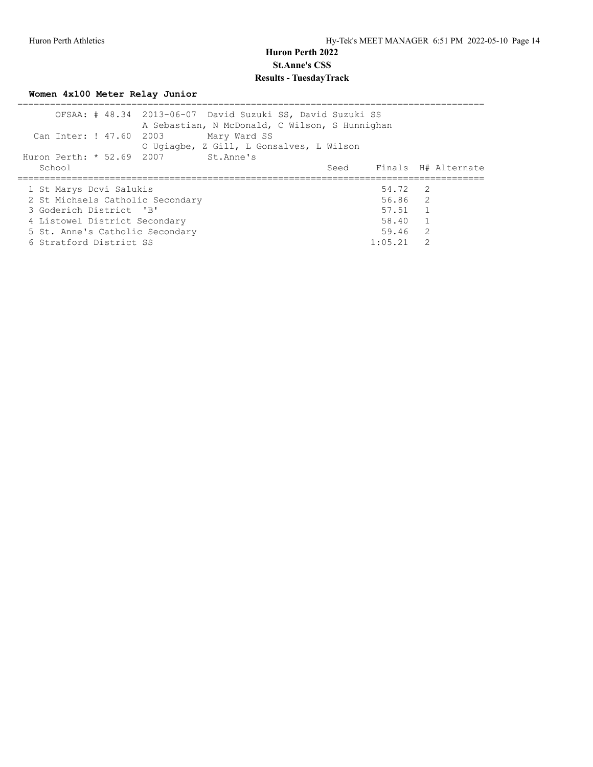# Huron Perth 2022

## St.Anne's CSS

## Results - TuesdayTrack

### Women 4x100 Meter Relay Junior

OFSAA: # 48.34 2013-06-07 David Suzuki SS, David Suzuki SS
A Sebastian, N McDonald, C Wilson, S Hunnighan

Can Inter: ! 47.60 2003 Mary Ward SS
O Ugiagbe, Z Gill, L Gonsalves, L Wilson

Huron Perth: * 52.69 2007 St.Anne's

| School | Seed | Finals | H# | Alternate |
|---|---|---|---|---|
| 1 St Marys Dcvi Salukis | | 54.72 | 2 | |
| 2 St Michaels Catholic Secondary | | 56.86 | 2 | |
| 3 Goderich District 'B' | | 57.51 | 1 | |
| 4 Listowel District Secondary | | 58.40 | 1 | |
| 5 St. Anne's Catholic Secondary | | 59.46 | 2 | |
| 6 Stratford District SS | | 1:05.21 | 2 | |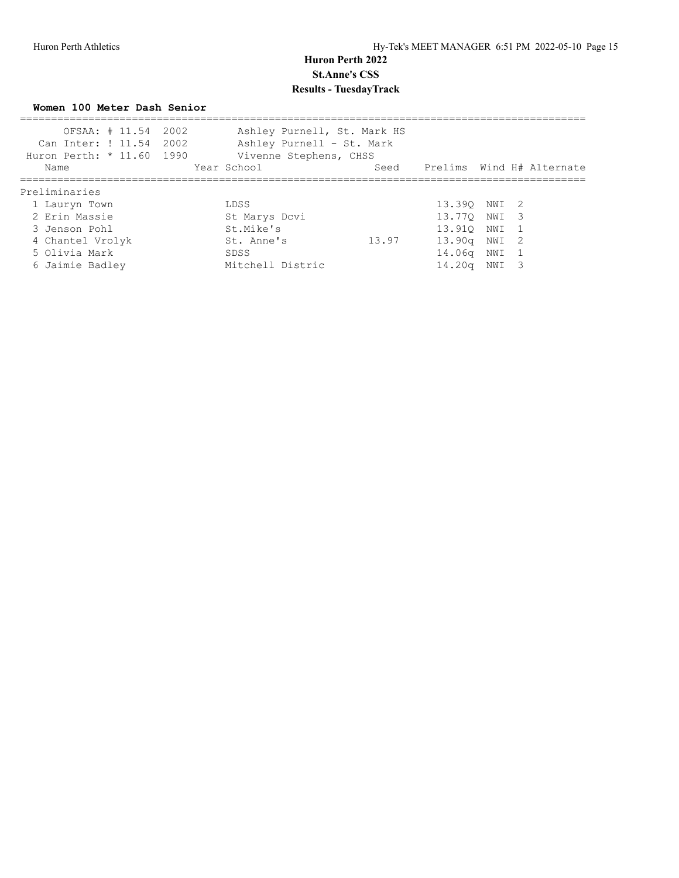# Huron Perth 2022

## St.Anne's CSS

### Results - TuesdayTrack

**Women 100 Meter Dash Senior**

| | | |
|---|---|---|
| OFSAA: # 11.54 | 2002 | Ashley Purnell, St. Mark HS |
| Can Inter: ! 11.54 | 2002 | Ashley Purnell - St. Mark |
| Huron Perth: * 11.60 | 1990 | Vivenne Stephens, CHSS |

| Name | Year | School | Seed | Prelims | Wind | H# | Alternate |
|---|---|---|---|---|---|---|---|
| **Preliminaries** | | | | | | | |
| 1 Lauryn Town | | LDSS | | 13.39Q | NWI | 2 | |
| 2 Erin Massie | | St Marys Dcvi | | 13.77Q | NWI | 3 | |
| 3 Jenson Pohl | | St.Mike's | | 13.91Q | NWI | 1 | |
| 4 Chantel Vrolyk | | St. Anne's | 13.97 | 13.90q | NWI | 2 | |
| 5 Olivia Mark | | SDSS | | 14.06q | NWI | 1 | |
| 6 Jaimie Badley | | Mitchell Distric | | 14.20q | NWI | 3 | |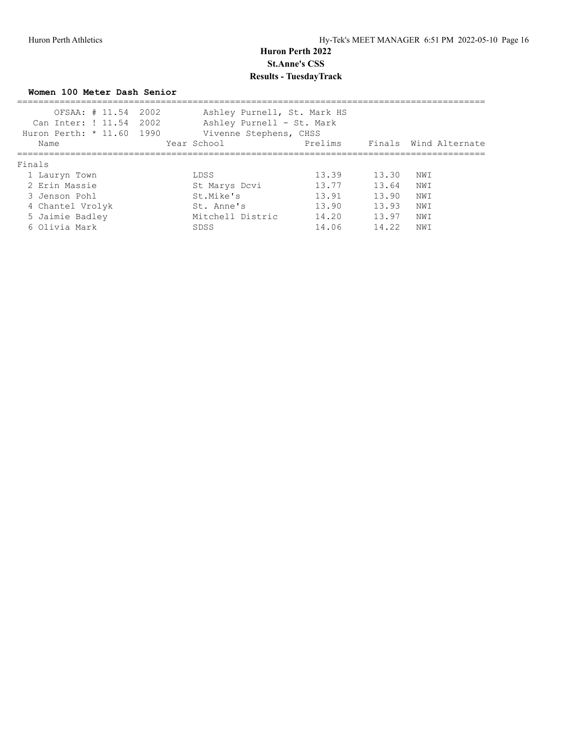# Huron Perth 2022

## St.Anne's CSS

## Results - TuesdayTrack

### Women 100 Meter Dash Senior

| Record | Mark | Year | Holder |
|---|---|---|---|
| OFSAA: # | 11.54 | 2002 | Ashley Purnell, St. Mark HS |
| Can Inter: ! | 11.54 | 2002 | Ashley Purnell - St. Mark |
| Huron Perth: * | 11.60 | 1990 | Vivenne Stephens, CHSS |

**Finals**

| Place | Name | Year | School | Prelims | Finals | Wind | Alternate |
|---|---|---|---|---|---|---|---|
| 1 | Lauryn Town | | LDSS | 13.39 | 13.30 | NWI | |
| 2 | Erin Massie | | St Marys Dcvi | 13.77 | 13.64 | NWI | |
| 3 | Jenson Pohl | | St.Mike's | 13.91 | 13.90 | NWI | |
| 4 | Chantel Vrolyk | | St. Anne's | 13.90 | 13.93 | NWI | |
| 5 | Jaimie Badley | | Mitchell Distric | 14.20 | 13.97 | NWI | |
| 6 | Olivia Mark | | SDSS | 14.06 | 14.22 | NWI | |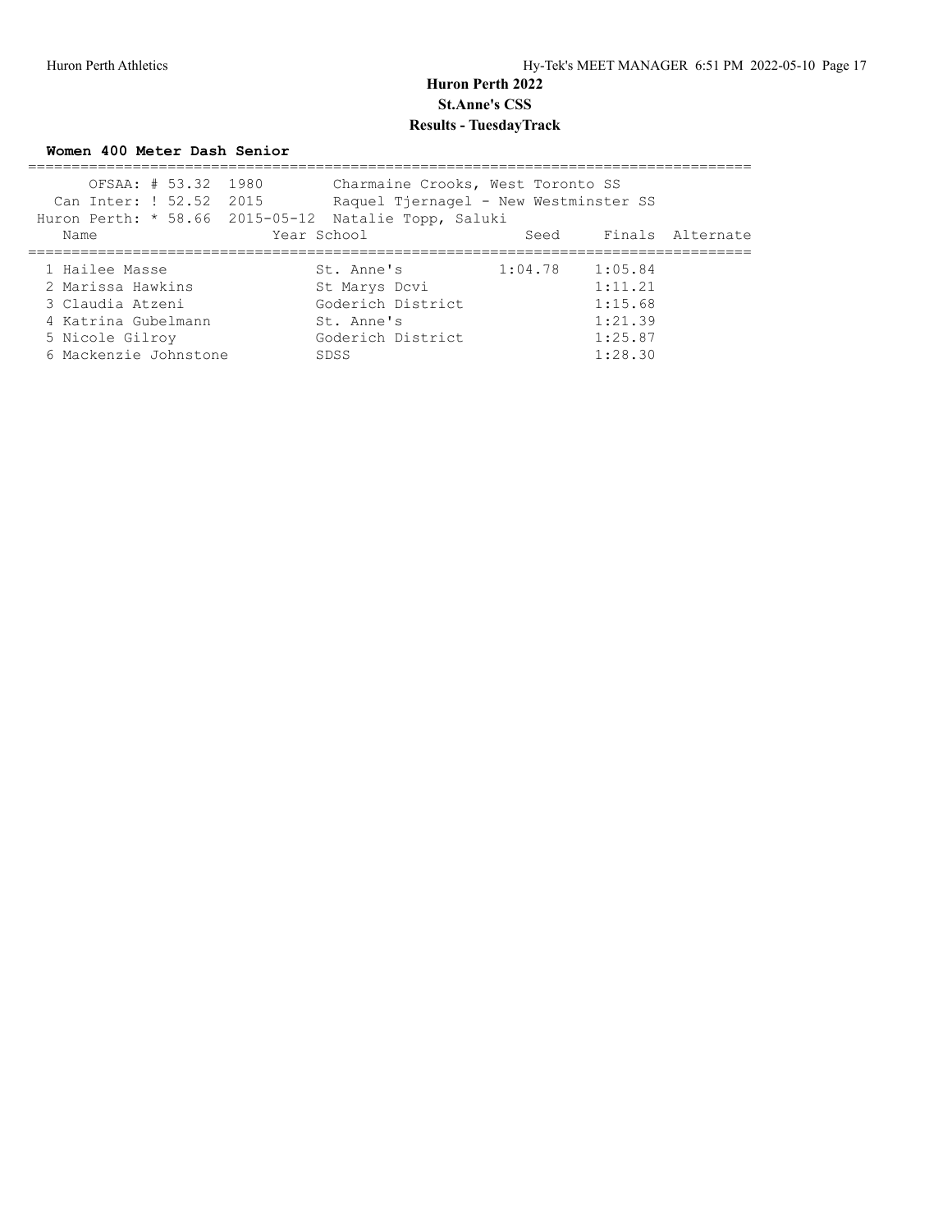# Huron Perth 2022

## St.Anne's CSS

## Results - TuesdayTrack

### Women 400 Meter Dash Senior

OFSAA: # 53.32 1980 Charmaine Crooks, West Toronto SS
Can Inter: ! 52.52 2015 Raquel Tjernagel - New Westminster SS
Huron Perth: * 58.66 2015-05-12 Natalie Topp, Saluki

| Name | Year | School | Seed | Finals | Alternate |
|---|---|---|---|---|---|
| 1 Hailee Masse | | St. Anne's | 1:04.78 | 1:05.84 | |
| 2 Marissa Hawkins | | St Marys Dcvi | | 1:11.21 | |
| 3 Claudia Atzeni | | Goderich District | | 1:15.68 | |
| 4 Katrina Gubelmann | | St. Anne's | | 1:21.39 | |
| 5 Nicole Gilroy | | Goderich District | | 1:25.87 | |
| 6 Mackenzie Johnstone | | SDSS | | 1:28.30 | |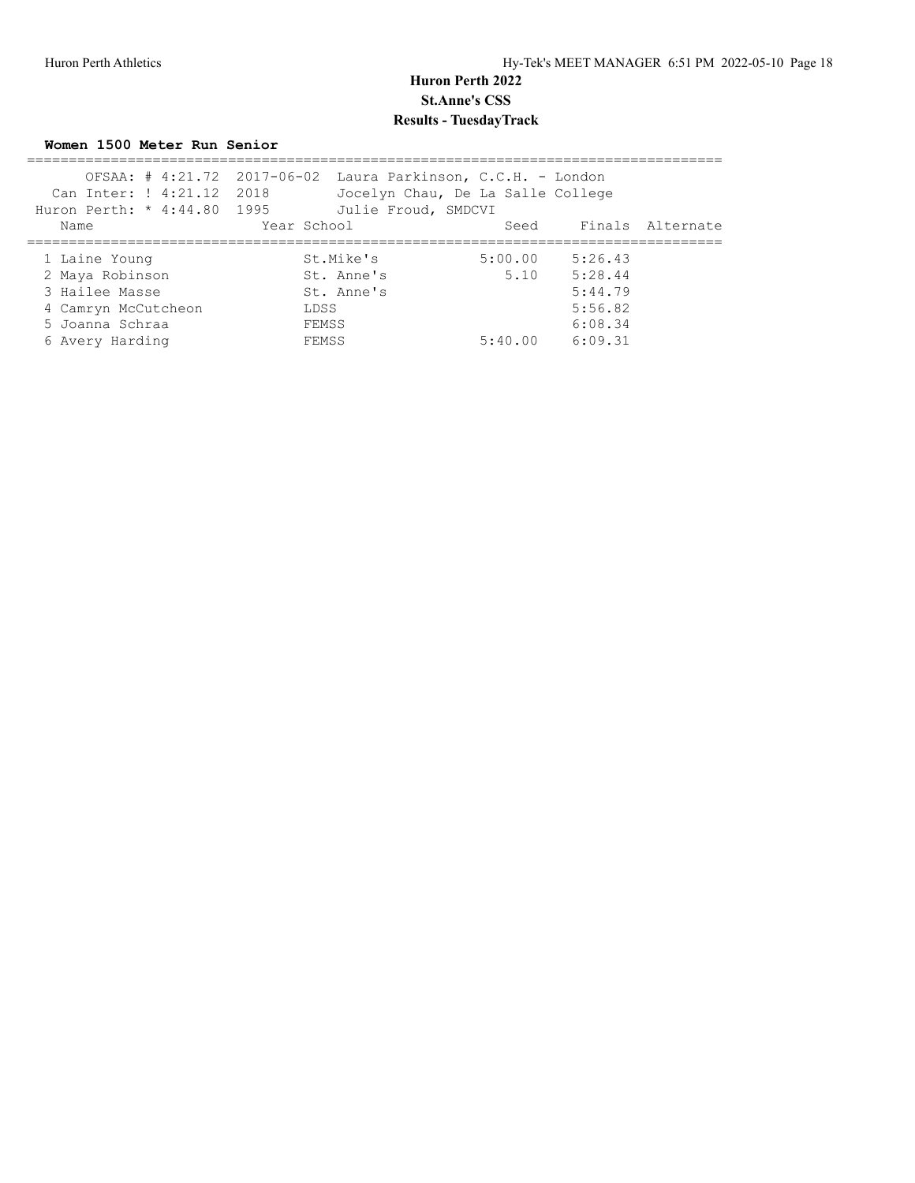# Huron Perth 2022

## St.Anne's CSS

## Results - TuesdayTrack

### Women 1500 Meter Run Senior

OFSAA: # 4:21.72 2017-06-02 Laura Parkinson, C.C.H. - London
Can Inter: ! 4:21.12 2018 Jocelyn Chau, De La Salle College
Huron Perth: * 4:44.80 1995 Julie Froud, SMDCVI

| Name | Year | School | Seed | Finals | Alternate |
|---|---|---|---|---|---|
| 1 Laine Young | | St.Mike's | 5:00.00 | 5:26.43 | |
| 2 Maya Robinson | | St. Anne's | 5.10 | 5:28.44 | |
| 3 Hailee Masse | | St. Anne's | | 5:44.79 | |
| 4 Camryn McCutcheon | | LDSS | | 5:56.82 | |
| 5 Joanna Schraa | | FEMSS | | 6:08.34 | |
| 6 Avery Harding | | FEMSS | 5:40.00 | 6:09.31 | |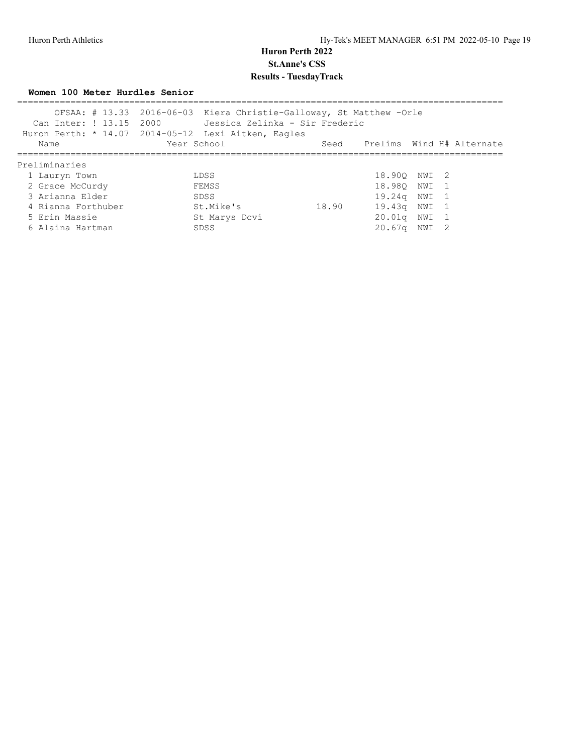# Huron Perth 2022

## St.Anne's CSS

## Results - TuesdayTrack

### Women 100 Meter Hurdles Senior

OFSAA: # 13.33 2016-06-03 Kiera Christie-Galloway, St Matthew -Orle
Can Inter: ! 13.15 2000 Jessica Zelinka - Sir Frederic
Huron Perth: * 14.07 2014-05-12 Lexi Aitken, Eagles

**Preliminaries**

| | Name | Year | School | Seed | Prelims | Wind | H# | Alternate |
|---|---|---|---|---|---|---|---|---|
| 1 | Lauryn Town | | LDSS | | 18.90Q | NWI | 2 | |
| 2 | Grace McCurdy | | FEMSS | | 18.98Q | NWI | 1 | |
| 3 | Arianna Elder | | SDSS | | 19.24q | NWI | 1 | |
| 4 | Rianna Forthuber | | St.Mike's | 18.90 | 19.43q | NWI | 1 | |
| 5 | Erin Massie | | St Marys Dcvi | | 20.01q | NWI | 1 | |
| 6 | Alaina Hartman | | SDSS | | 20.67q | NWI | 2 | |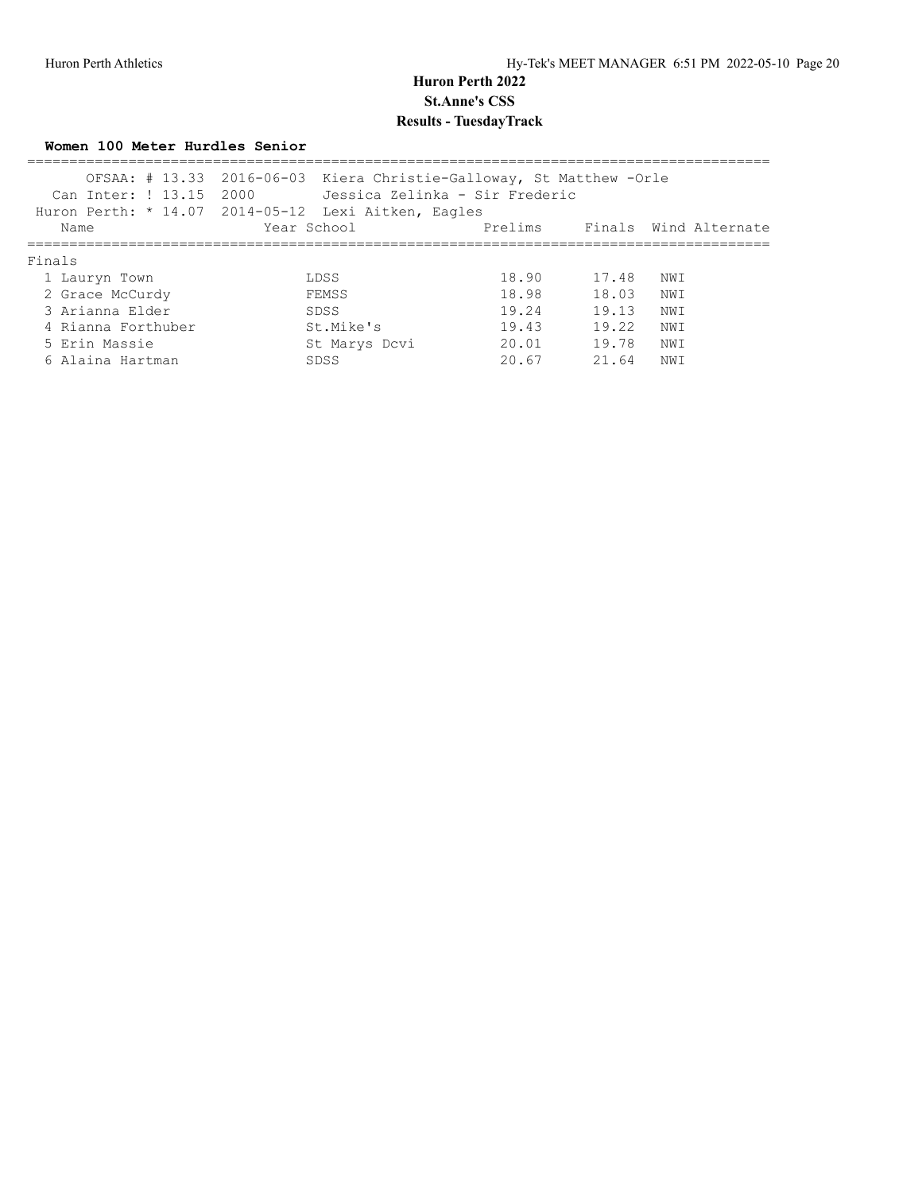# Huron Perth 2022

## St.Anne's CSS

## Results - TuesdayTrack

### Women 100 Meter Hurdles Senior

OFSAA: # 13.33 2016-06-03 Kiera Christie-Galloway, St Matthew -Orle
Can Inter: ! 13.15 2000 Jessica Zelinka - Sir Frederic
Huron Perth: * 14.07 2014-05-12 Lexi Aitken, Eagles

**Finals**

| Place | Name | Year | School | Prelims | Finals | Wind | Alternate |
|---|---|---|---|---|---|---|---|
| 1 | Lauryn Town | | LDSS | 18.90 | 17.48 | NWI | |
| 2 | Grace McCurdy | | FEMSS | 18.98 | 18.03 | NWI | |
| 3 | Arianna Elder | | SDSS | 19.24 | 19.13 | NWI | |
| 4 | Rianna Forthuber | | St.Mike's | 19.43 | 19.22 | NWI | |
| 5 | Erin Massie | | St Marys Dcvi | 20.01 | 19.78 | NWI | |
| 6 | Alaina Hartman | | SDSS | 20.67 | 21.64 | NWI | |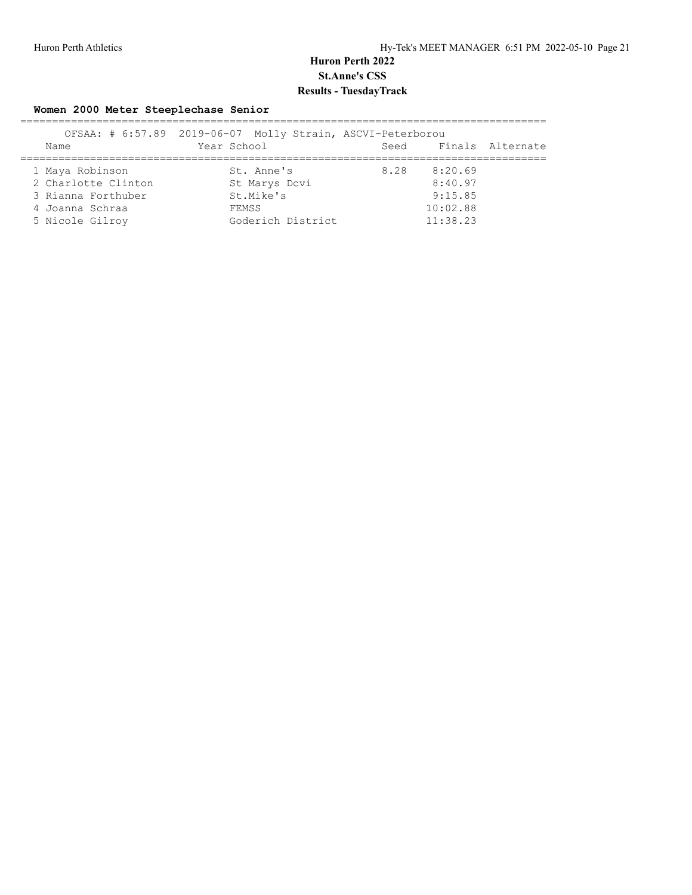# Huron Perth 2022

## St.Anne's CSS

## Results - TuesdayTrack

### Women 2000 Meter Steeplechase Senior

OFSAA: # 6:57.89 2019-06-07 Molly Strain, ASCVI-Peterborou

| | Name | Year | School | Seed | Finals | Alternate |
|---|---|---|---|---|---|---|
| 1 | Maya Robinson | | St. Anne's | 8.28 | 8:20.69 | |
| 2 | Charlotte Clinton | | St Marys Dcvi | | 8:40.97 | |
| 3 | Rianna Forthuber | | St.Mike's | | 9:15.85 | |
| 4 | Joanna Schraa | | FEMSS | | 10:02.88 | |
| 5 | Nicole Gilroy | | Goderich District | | 11:38.23 | |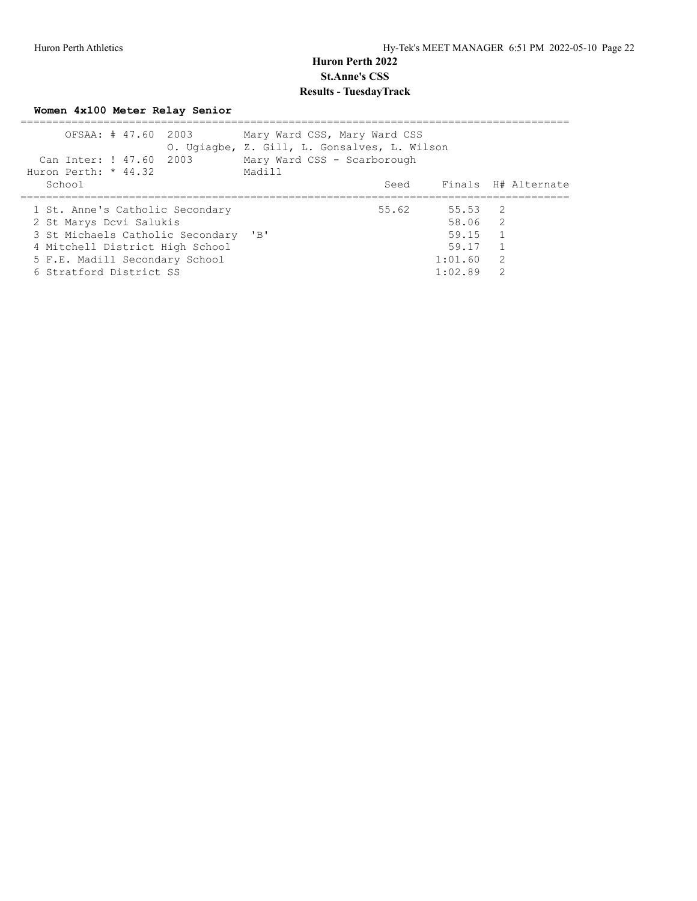# Huron Perth 2022
## St.Anne's CSS
## Results - TuesdayTrack

### Women 4x100 Meter Relay Senior

OFSAA: # 47.60 2003 Mary Ward CSS, Mary Ward CSS
O. Ugiagbe, Z. Gill, L. Gonsalves, L. Wilson
Can Inter: ! 47.60 2003 Mary Ward CSS - Scarborough
Huron Perth: * 44.32 Madill

| | School | Seed | Finals | H# | Alternate |
|---|---|---|---|---|---|
| 1 | St. Anne's Catholic Secondary | 55.62 | 55.53 | 2 | |
| 2 | St Marys Dcvi Salukis | | 58.06 | 2 | |
| 3 | St Michaels Catholic Secondary 'B' | | 59.15 | 1 | |
| 4 | Mitchell District High School | | 59.17 | 1 | |
| 5 | F.E. Madill Secondary School | | 1:01.60 | 2 | |
| 6 | Stratford District SS | | 1:02.89 | 2 | |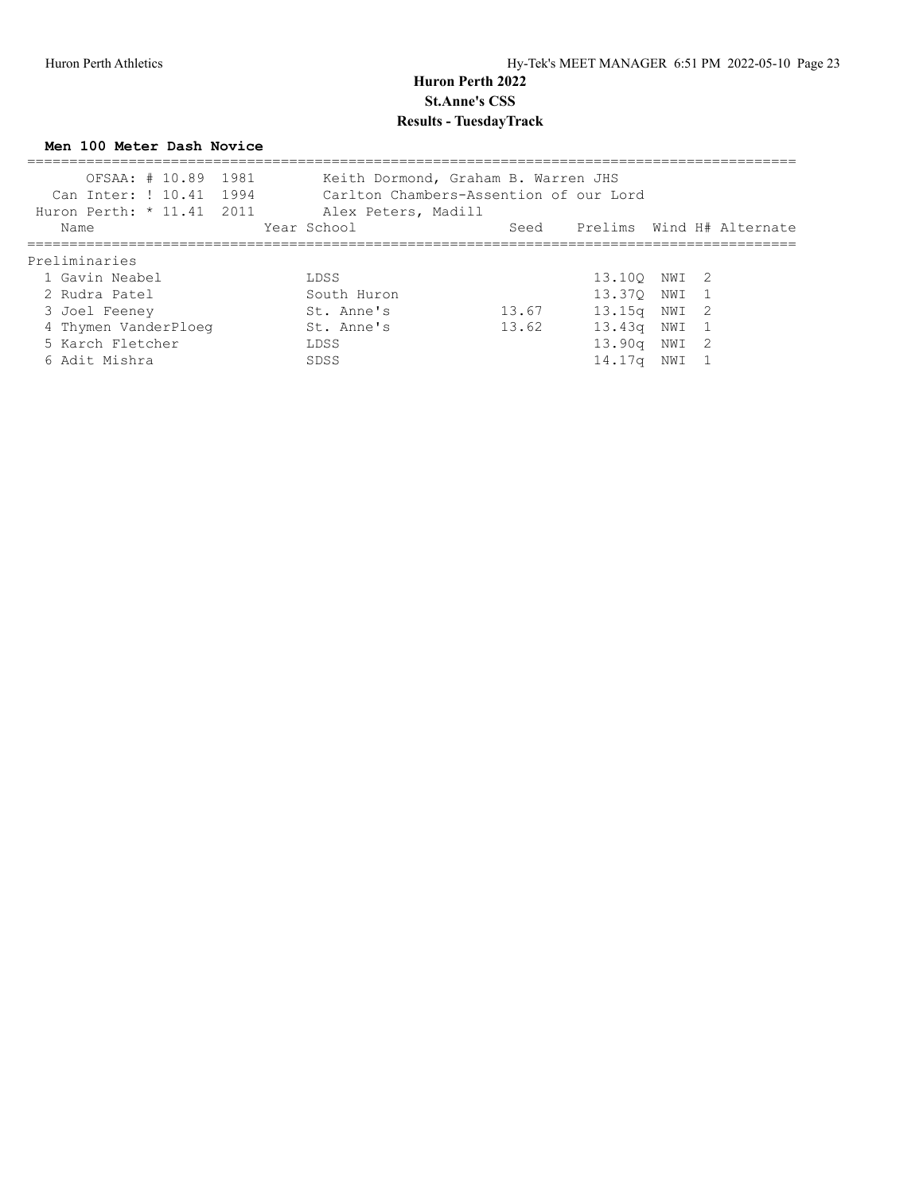# Huron Perth 2022

## St.Anne's CSS

## Results - TuesdayTrack

**Men 100 Meter Dash Novice**

| Record | Mark | Year | Holder |
|---|---|---|---|
| OFSAA: # | 10.89 | 1981 | Keith Dormond, Graham B. Warren JHS |
| Can Inter: ! | 10.41 | 1994 | Carlton Chambers-Assention of our Lord |
| Huron Perth: * | 11.41 | 2011 | Alex Peters, Madill |

Preliminaries

| Place | Name | Year | School | Seed | Prelims | Wind | H# | Alternate |
|---|---|---|---|---|---|---|---|---|
| 1 | Gavin Neabel | | LDSS | | 13.10Q | NWI | 2 | |
| 2 | Rudra Patel | | South Huron | | 13.37Q | NWI | 1 | |
| 3 | Joel Feeney | | St. Anne's | 13.67 | 13.15q | NWI | 2 | |
| 4 | Thymen VanderPloeg | | St. Anne's | 13.62 | 13.43q | NWI | 1 | |
| 5 | Karch Fletcher | | LDSS | | 13.90q | NWI | 2 | |
| 6 | Adit Mishra | | SDSS | | 14.17q | NWI | 1 | |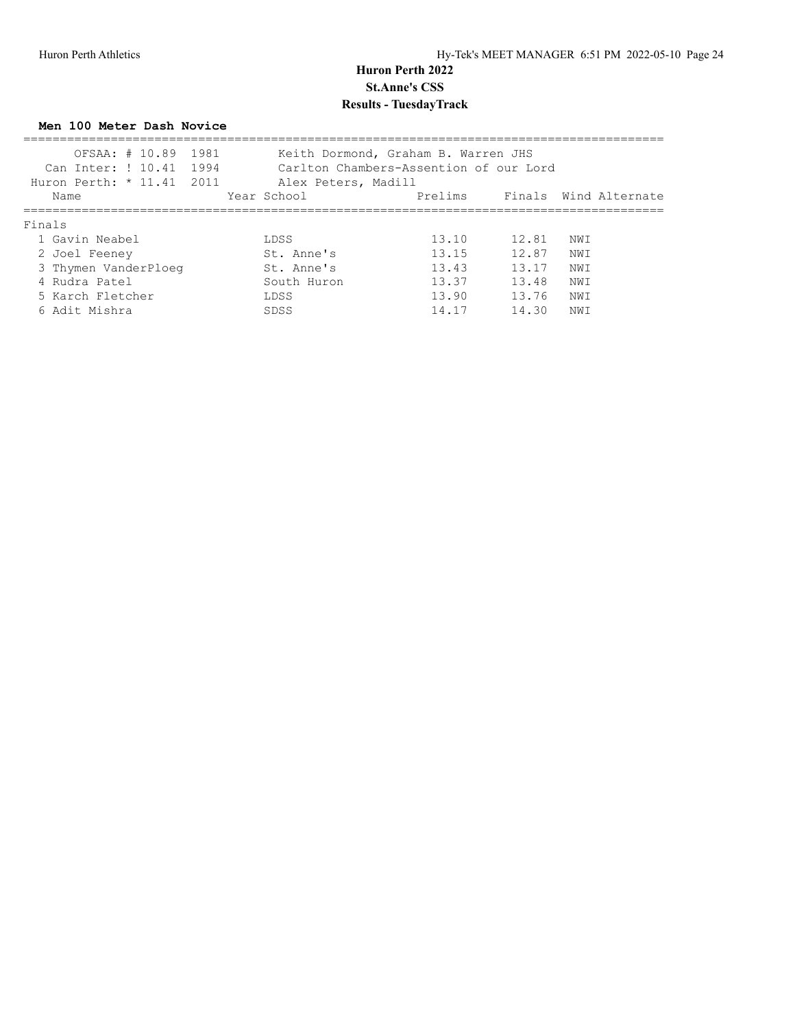# Huron Perth 2022
## St.Anne's CSS
## Results - TuesdayTrack

**Men 100 Meter Dash Novice**

| Record | Mark | Year | Holder |
|---|---|---|---|
| OFSAA: # | 10.89 | 1981 | Keith Dormond, Graham B. Warren JHS |
| Can Inter: ! | 10.41 | 1994 | Carlton Chambers-Assention of our Lord |
| Huron Perth: * | 11.41 | 2011 | Alex Peters, Madill |

**Finals**

| | Name | Year | School | Prelims | Finals | Wind | Alternate |
|---|---|---|---|---|---|---|---|
| 1 | Gavin Neabel | | LDSS | 13.10 | 12.81 | NWI | |
| 2 | Joel Feeney | | St. Anne's | 13.15 | 12.87 | NWI | |
| 3 | Thymen VanderPloeg | | St. Anne's | 13.43 | 13.17 | NWI | |
| 4 | Rudra Patel | | South Huron | 13.37 | 13.48 | NWI | |
| 5 | Karch Fletcher | | LDSS | 13.90 | 13.76 | NWI | |
| 6 | Adit Mishra | | SDSS | 14.17 | 14.30 | NWI | |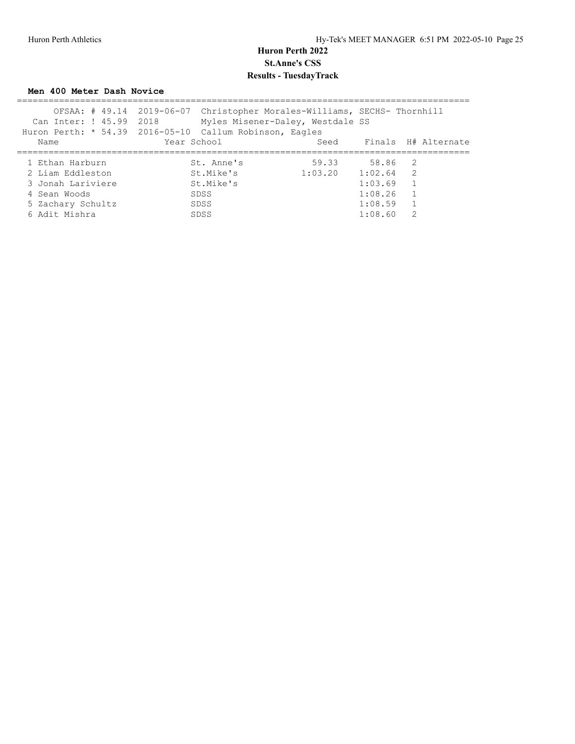# Huron Perth 2022

## St.Anne's CSS

## Results - TuesdayTrack

### Men 400 Meter Dash Novice

OFSAA: # 49.14 2019-06-07 Christopher Morales-Williams, SECHS- Thornhill
Can Inter: ! 45.99 2018 Myles Misener-Daley, Westdale SS
Huron Perth: * 54.39 2016-05-10 Callum Robinson, Eagles

| | Name | Year | School | Seed | Finals | H# | Alternate |
|---|---|---|---|---|---|---|---|
| 1 | Ethan Harburn | | St. Anne's | 59.33 | 58.86 | 2 | |
| 2 | Liam Eddleston | | St.Mike's | 1:03.20 | 1:02.64 | 2 | |
| 3 | Jonah Lariviere | | St.Mike's | | 1:03.69 | 1 | |
| 4 | Sean Woods | | SDSS | | 1:08.26 | 1 | |
| 5 | Zachary Schultz | | SDSS | | 1:08.59 | 1 | |
| 6 | Adit Mishra | | SDSS | | 1:08.60 | 2 | |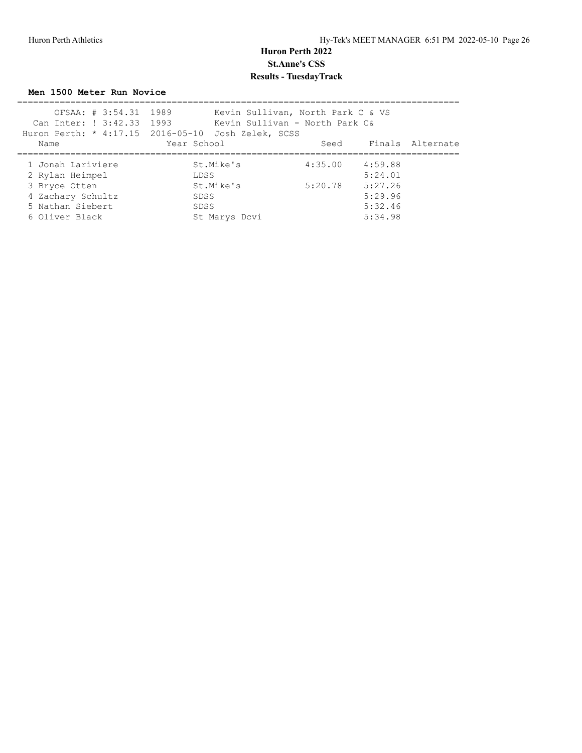# Huron Perth 2022

## St.Anne's CSS

## Results - TuesdayTrack

### Men 1500 Meter Run Novice

OFSAA: # 3:54.31 1989 Kevin Sullivan, North Park C & VS

Can Inter: ! 3:42.33 1993 Kevin Sullivan - North Park C&

Huron Perth: * 4:17.15 2016-05-10 Josh Zelek, SCSS

| Name | Year | School | Seed | Finals | Alternate |
|---|---|---|---|---|---|
| 1 Jonah Lariviere | | St.Mike's | 4:35.00 | 4:59.88 | |
| 2 Rylan Heimpel | | LDSS | | 5:24.01 | |
| 3 Bryce Otten | | St.Mike's | 5:20.78 | 5:27.26 | |
| 4 Zachary Schultz | | SDSS | | 5:29.96 | |
| 5 Nathan Siebert | | SDSS | | 5:32.46 | |
| 6 Oliver Black | | St Marys Dcvi | | 5:34.98 | |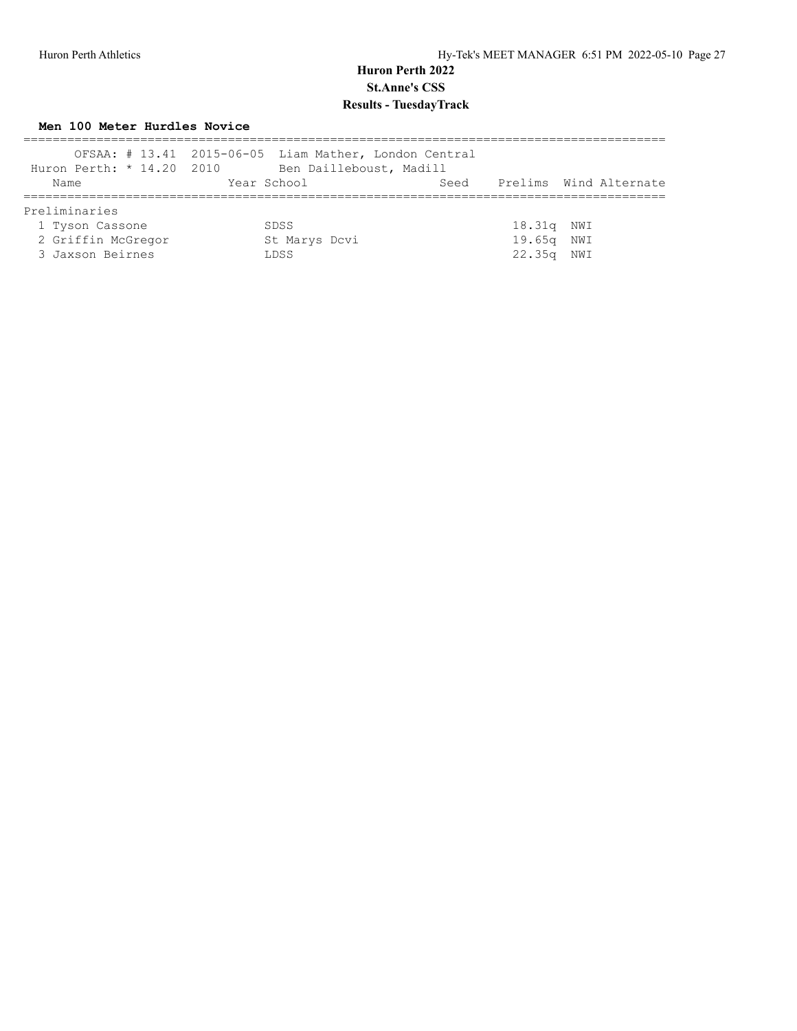# Huron Perth 2022

## St.Anne's CSS

## Results - TuesdayTrack

### Men 100 Meter Hurdles Novice

OFSAA: # 13.41 2015-06-05 Liam Mather, London Central

Huron Perth: * 14.20 2010 Ben Dailleboust, Madill

**Preliminaries**

| | Name | Year | School | Seed | Prelims | Wind | Alternate |
|---|---|---|---|---|---|---|---|
| 1 | Tyson Cassone | | SDSS | | 18.31q | NWI | |
| 2 | Griffin McGregor | | St Marys Dcvi | | 19.65q | NWI | |
| 3 | Jaxson Beirnes | | LDSS | | 22.35q | NWI | |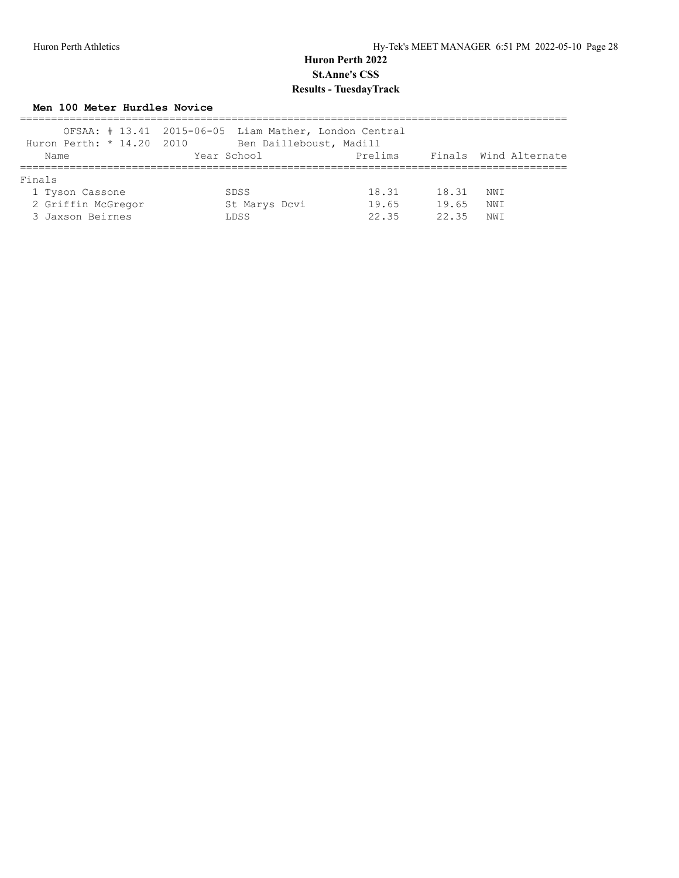# Huron Perth 2022

## St.Anne's CSS

## Results - TuesdayTrack

### Men 100 Meter Hurdles Novice

OFSAA: # 13.41 2015-06-05 Liam Mather, London Central

Huron Perth: * 14.20 2010 Ben Dailleboust, Madill

**Finals**

| Place | Name | Year | School | Prelims | Finals | Wind | Alternate |
|---|---|---|---|---|---|---|---|
| 1 | Tyson Cassone | | SDSS | 18.31 | 18.31 | NWI | |
| 2 | Griffin McGregor | | St Marys Dcvi | 19.65 | 19.65 | NWI | |
| 3 | Jaxson Beirnes | | LDSS | 22.35 | 22.35 | NWI | |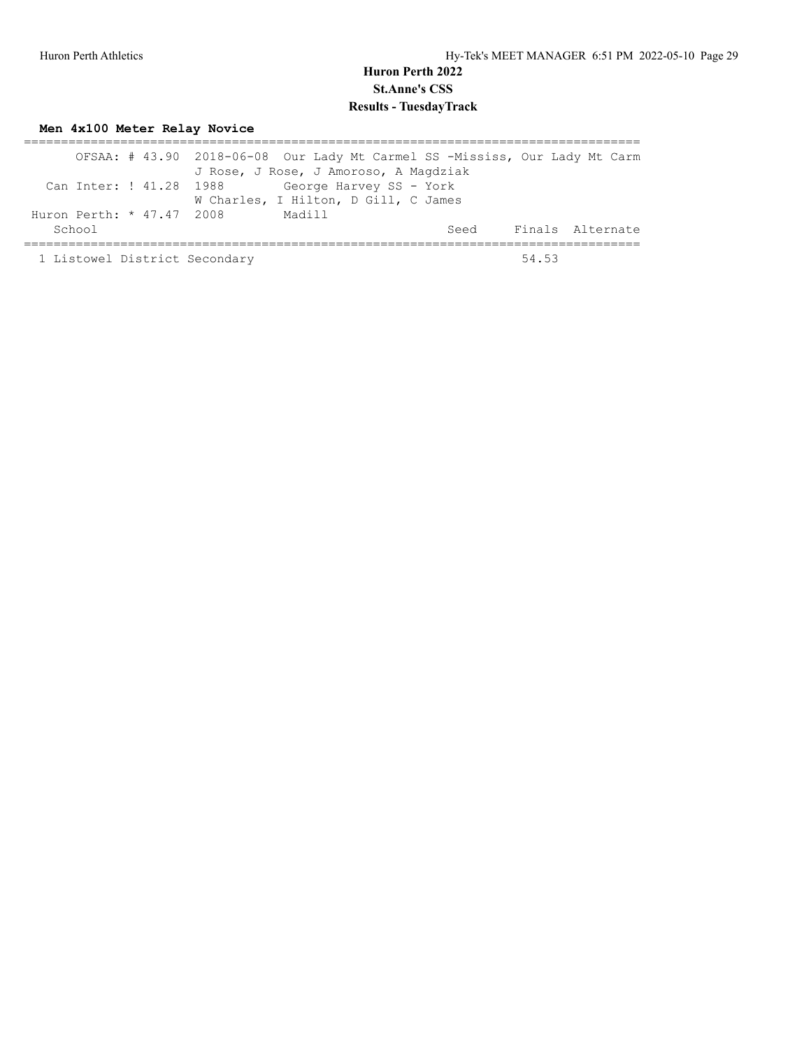# Huron Perth 2022

## St.Anne's CSS

## Results - TuesdayTrack

### Men 4x100 Meter Relay Novice

```
=================================================================================
      OFSAA: # 43.90  2018-06-08  Our Lady Mt Carmel SS -Mississ, Our Lady Mt Carm
                      J Rose, J Rose, J Amoroso, A Magdziak
  Can Inter: ! 41.28  1988       George Harvey SS - York
                      W Charles, I Hilton, D Gill, C James
Huron Perth: * 47.47  2008        Madill
   School                                             Seed     Finals  Alternate
=================================================================================
 1 Listowel District Secondary                                  54.53
```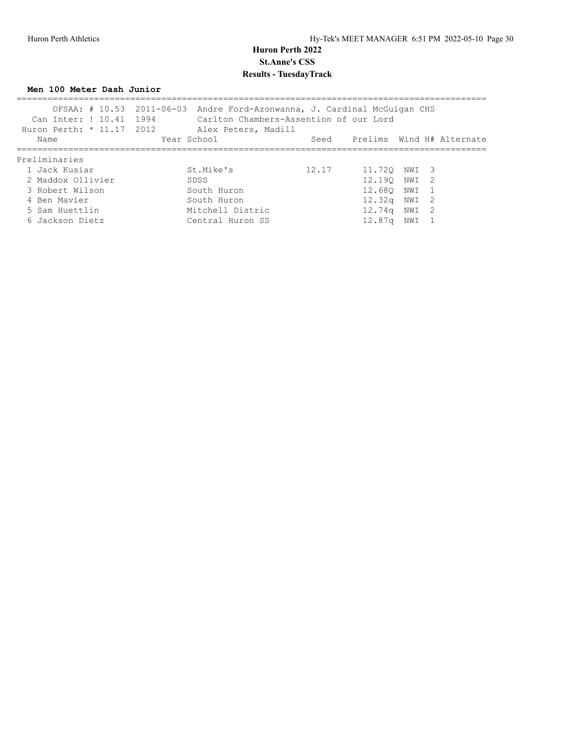# Huron Perth 2022

## St.Anne's CSS

## Results - TuesdayTrack

**Men 100 Meter Dash Junior**

OFSAA: # 10.53 2011-06-03 Andre Ford-Azonwanna, J. Cardinal McGuigan CHS
Can Inter: ! 10.41 1994 Carlton Chambers-Assention of our Lord
Huron Perth: * 11.17 2012 Alex Peters, Madill

| | Name | Year | School | Seed | Prelims | Wind | H# | Alternate |
|---|---|---|---|---|---|---|---|---|
| **Preliminaries** | | | | | | | | |
| 1 | Jack Kusiar | | St.Mike's | 12.17 | 11.72Q | NWI | 3 | |
| 2 | Maddox Ollivier | | SDSS | | 12.19Q | NWI | 2 | |
| 3 | Robert Wilson | | South Huron | | 12.68Q | NWI | 1 | |
| 4 | Ben Mavier | | South Huron | | 12.32q | NWI | 2 | |
| 5 | Sam Huettlin | | Mitchell Distric | | 12.74q | NWI | 2 | |
| 6 | Jackson Dietz | | Central Huron SS | | 12.87q | NWI | 1 | |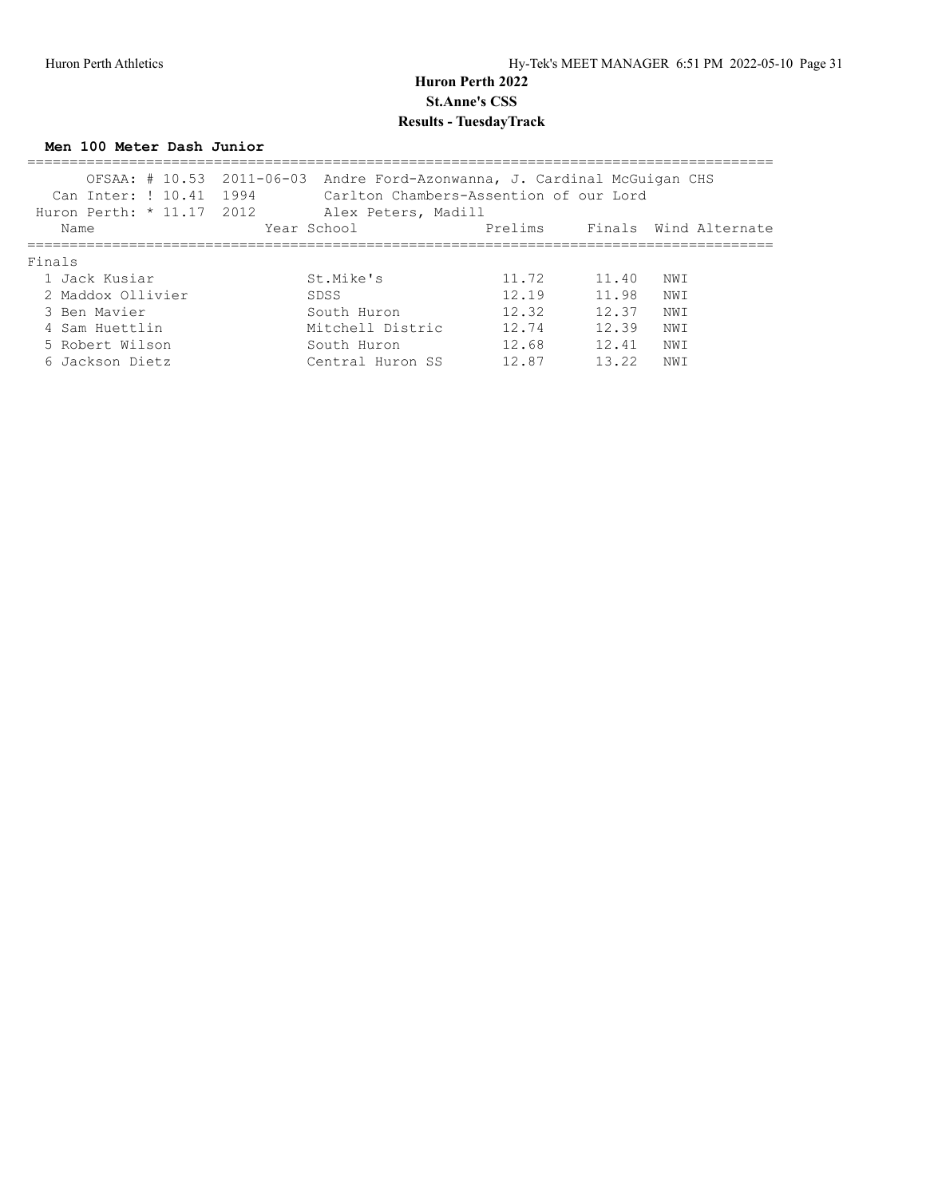# Huron Perth 2022

## St.Anne's CSS

## Results - TuesdayTrack

### Men 100 Meter Dash Junior

OFSAA: # 10.53 2011-06-03 Andre Ford-Azonwanna, J. Cardinal McGuigan CHS
Can Inter: ! 10.41 1994 Carlton Chambers-Assention of our Lord
Huron Perth: * 11.17 2012 Alex Peters, Madill

**Finals**

| | Name | Year | School | Prelims | Finals | Wind | Alternate |
|---|---|---|---|---|---|---|---|
| 1 | Jack Kusiar | | St.Mike's | 11.72 | 11.40 | NWI | |
| 2 | Maddox Ollivier | | SDSS | 12.19 | 11.98 | NWI | |
| 3 | Ben Mavier | | South Huron | 12.32 | 12.37 | NWI | |
| 4 | Sam Huettlin | | Mitchell Distric | 12.74 | 12.39 | NWI | |
| 5 | Robert Wilson | | South Huron | 12.68 | 12.41 | NWI | |
| 6 | Jackson Dietz | | Central Huron SS | 12.87 | 13.22 | NWI | |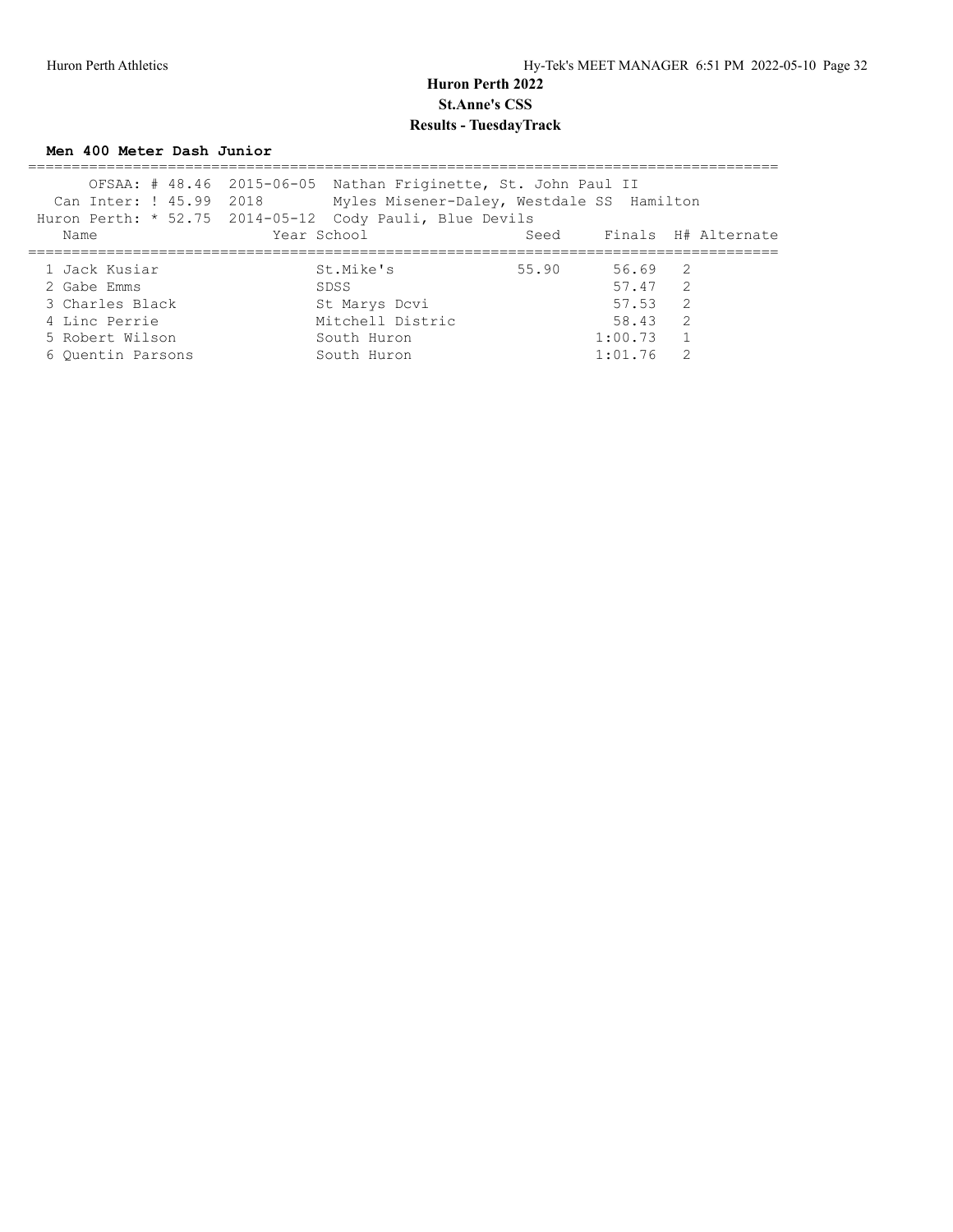# Huron Perth 2022

## St.Anne's CSS

## Results - TuesdayTrack

### Men 400 Meter Dash Junior

OFSAA: # 48.46 2015-06-05 Nathan Friginette, St. John Paul II

Can Inter: ! 45.99 2018 Myles Misener-Daley, Westdale SS Hamilton

Huron Perth: * 52.75 2014-05-12 Cody Pauli, Blue Devils

| | Name | Year | School | Seed | Finals | H# | Alternate |
|---|---|---|---|---|---|---|---|
| 1 | Jack Kusiar | | St.Mike's | 55.90 | 56.69 | 2 | |
| 2 | Gabe Emms | | SDSS | | 57.47 | 2 | |
| 3 | Charles Black | | St Marys Dcvi | | 57.53 | 2 | |
| 4 | Linc Perrie | | Mitchell Distric | | 58.43 | 2 | |
| 5 | Robert Wilson | | South Huron | | 1:00.73 | 1 | |
| 6 | Quentin Parsons | | South Huron | | 1:01.76 | 2 | |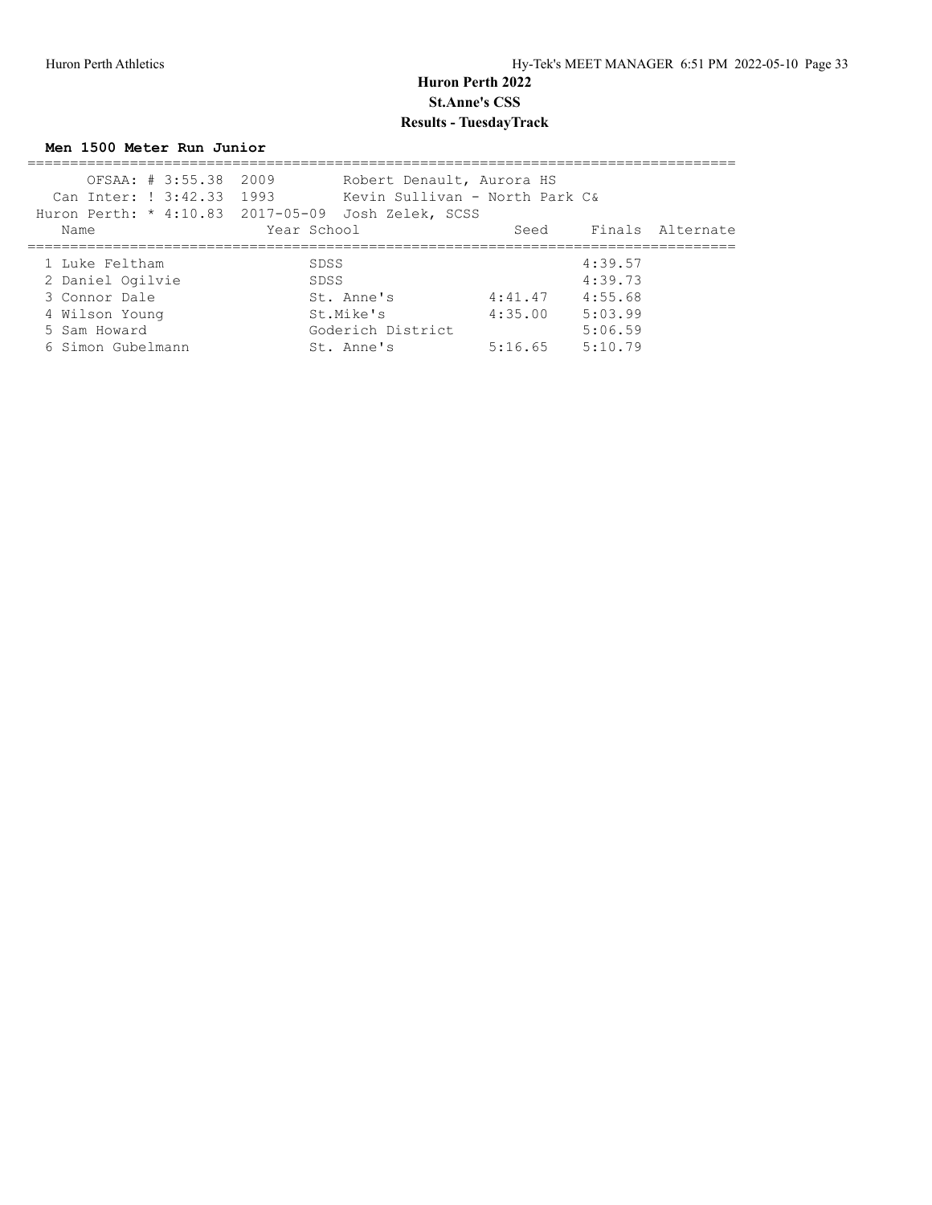# Huron Perth 2022

## St.Anne's CSS

## Results - TuesdayTrack

### Men 1500 Meter Run Junior

OFSAA: # 3:55.38 2009 Robert Denault, Aurora HS
Can Inter: ! 3:42.33 1993 Kevin Sullivan - North Park C&
Huron Perth: * 4:10.83 2017-05-09 Josh Zelek, SCSS

| Name | Year | School | Seed | Finals | Alternate |
|---|---|---|---|---|---|
| 1 Luke Feltham | | SDSS | | 4:39.57 | |
| 2 Daniel Ogilvie | | SDSS | | 4:39.73 | |
| 3 Connor Dale | | St. Anne's | 4:41.47 | 4:55.68 | |
| 4 Wilson Young | | St.Mike's | 4:35.00 | 5:03.99 | |
| 5 Sam Howard | | Goderich District | | 5:06.59 | |
| 6 Simon Gubelmann | | St. Anne's | 5:16.65 | 5:10.79 | |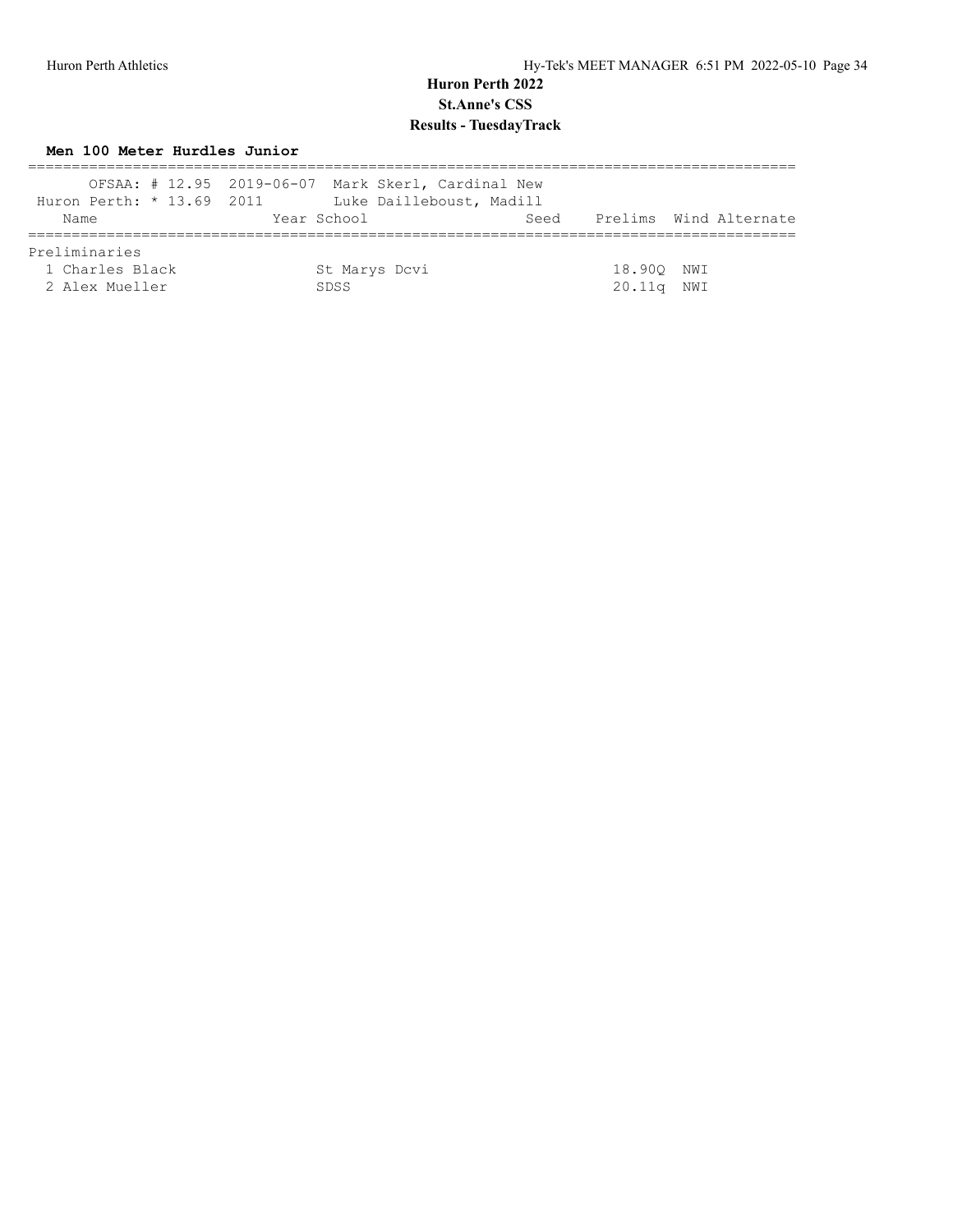## Huron Perth 2022

### St.Anne's CSS

### Results - TuesdayTrack

**Men 100 Meter Hurdles Junior**

```
===========================================================================================
       OFSAA: # 12.95  2019-06-07  Mark Skerl, Cardinal New
 Huron Perth: * 13.69  2011        Luke Dailleboust, Madill
    Name                    Year School                 Seed    Prelims  Wind Alternate
===========================================================================================
Preliminaries
  1 Charles Black              St Marys Dcvi                      18.90Q  NWI
  2 Alex Mueller               SDSS                               20.11q  NWI
```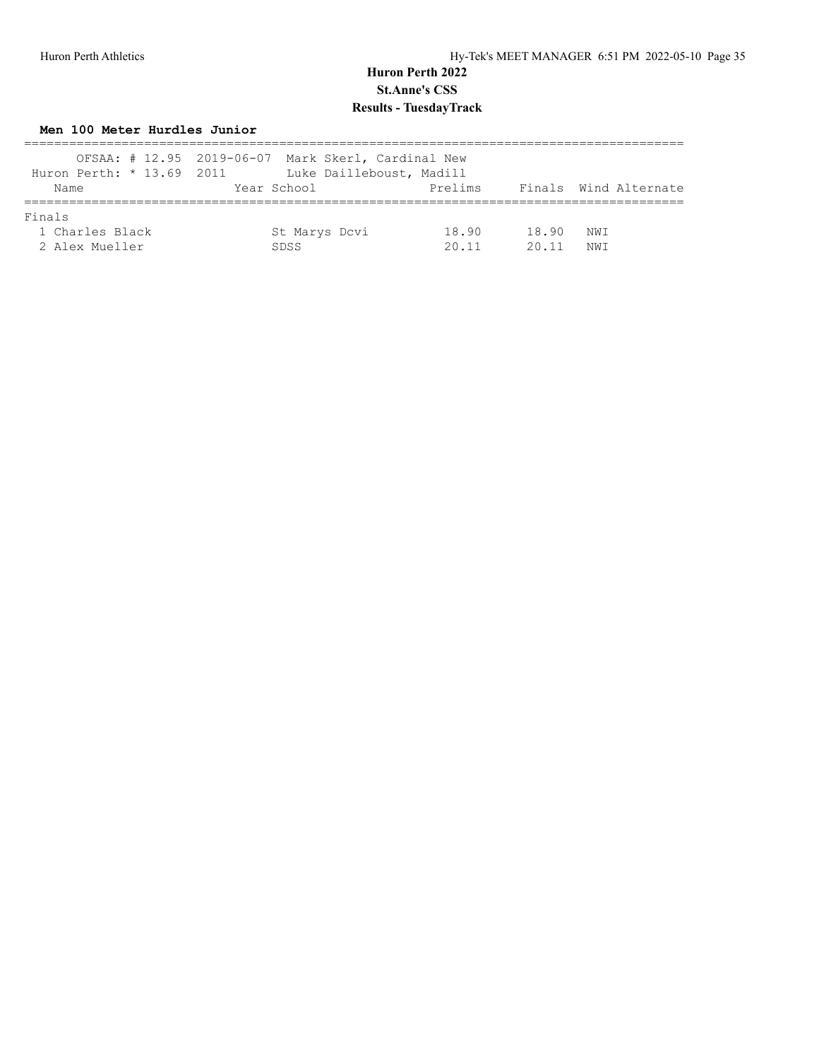# Huron Perth 2022

## St.Anne's CSS

## Results - TuesdayTrack

### Men 100 Meter Hurdles Junior

OFSAA: # 12.95 2019-06-07 Mark Skerl, Cardinal New

Huron Perth: * 13.69 2011 Luke Dailleboust, Madill

**Finals**

| | Name | Year | School | Prelims | Finals | Wind | Alternate |
|---|---|---|---|---|---|---|---|
| 1 | Charles Black | | St Marys Dcvi | 18.90 | 18.90 | NWI | |
| 2 | Alex Mueller | | SDSS | 20.11 | 20.11 | NWI | |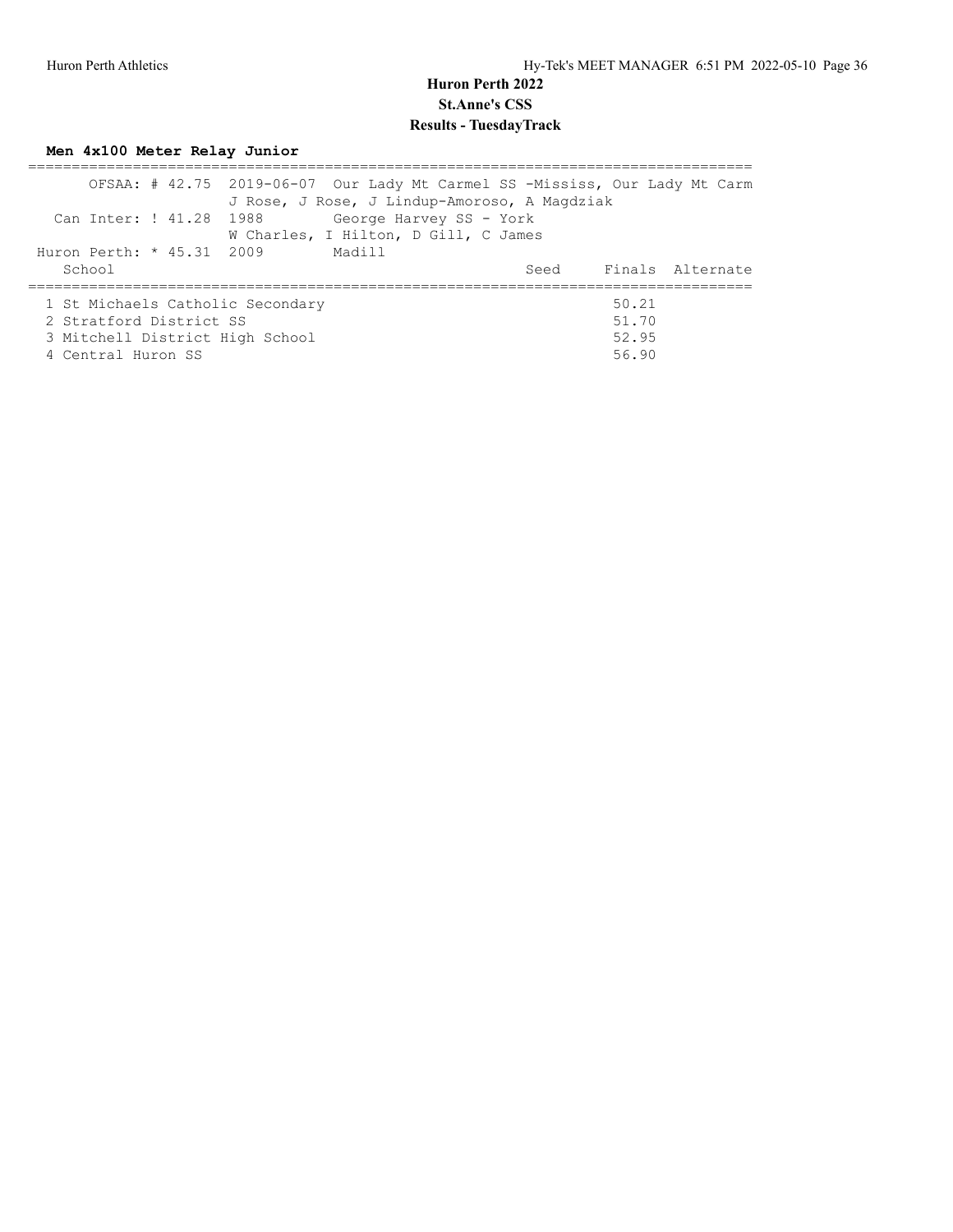# Huron Perth 2022

## St.Anne's CSS

## Results - TuesdayTrack

### Men 4x100 Meter Relay Junior

OFSAA: # 42.75 2019-06-07 Our Lady Mt Carmel SS -Mississ, Our Lady Mt Carm
J Rose, J Rose, J Lindup-Amoroso, A Magdziak

Can Inter: ! 41.28 1988 George Harvey SS - York
W Charles, I Hilton, D Gill, C James

Huron Perth: * 45.31 2009 Madill

| | School | Seed | Finals | Alternate |
|---|---|---|---|---|
| 1 | St Michaels Catholic Secondary | | 50.21 | |
| 2 | Stratford District SS | | 51.70 | |
| 3 | Mitchell District High School | | 52.95 | |
| 4 | Central Huron SS | | 56.90 | |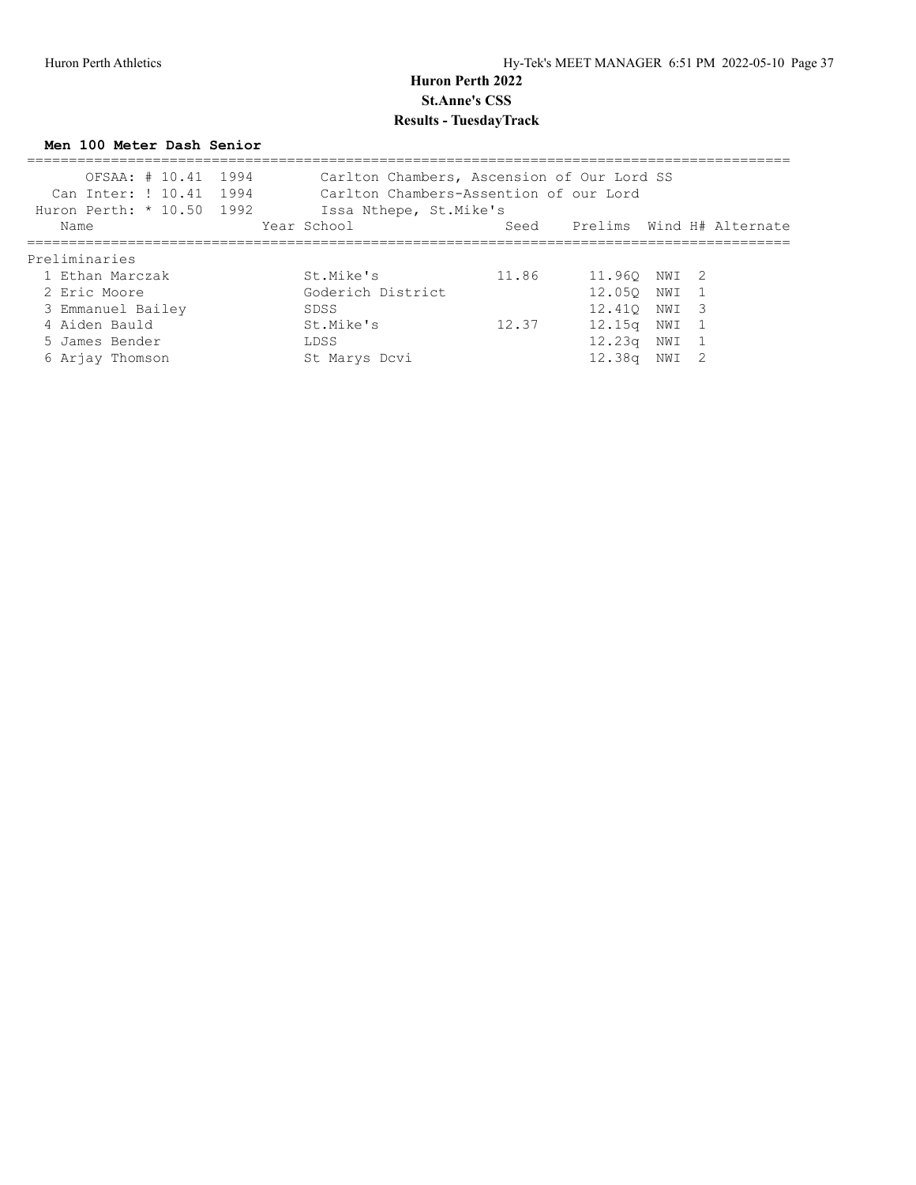# Huron Perth 2022

## St.Anne's CSS

### Results - TuesdayTrack

**Men 100 Meter Dash Senior**

| | | |
|---|---|---|
| OFSAA: # 10.41 | 1994 | Carlton Chambers, Ascension of Our Lord SS |
| Can Inter: ! 10.41 | 1994 | Carlton Chambers-Assention of our Lord |
| Huron Perth: * 10.50 | 1992 | Issa Nthepe, St.Mike's |

Preliminaries

| Name | Year | School | Seed | Prelims | Wind | H# | Alternate |
|---|---|---|---|---|---|---|---|
| 1 Ethan Marczak | | St.Mike's | 11.86 | 11.96Q | NWI | 2 | |
| 2 Eric Moore | | Goderich District | | 12.05Q | NWI | 1 | |
| 3 Emmanuel Bailey | | SDSS | | 12.41Q | NWI | 3 | |
| 4 Aiden Bauld | | St.Mike's | 12.37 | 12.15q | NWI | 1 | |
| 5 James Bender | | LDSS | | 12.23q | NWI | 1 | |
| 6 Arjay Thomson | | St Marys Dcvi | | 12.38q | NWI | 2 | |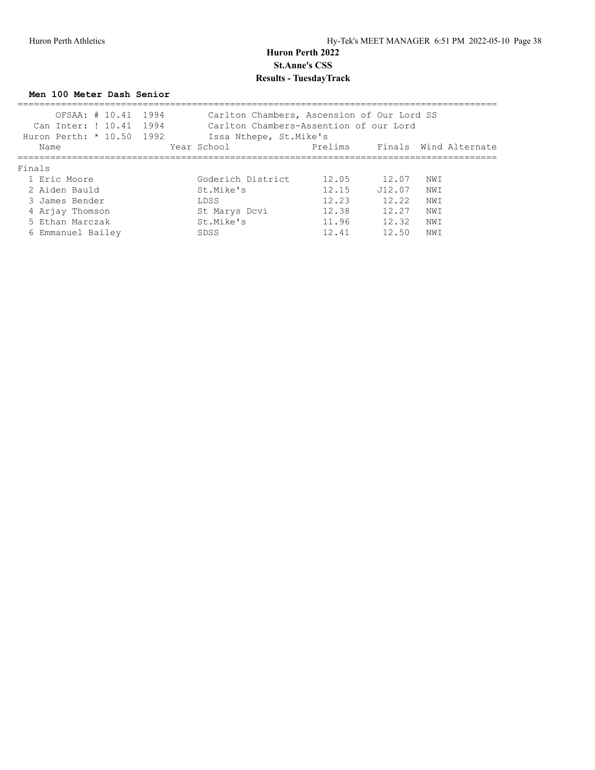# Huron Perth 2022

## St.Anne's CSS

## Results - TuesdayTrack

### Men 100 Meter Dash Senior

| Record | Mark | Year | Holder |
|---|---|---|---|
| OFSAA: # | 10.41 | 1994 | Carlton Chambers, Ascension of Our Lord SS |
| Can Inter: ! | 10.41 | 1994 | Carlton Chambers-Assention of our Lord |
| Huron Perth: * | 10.50 | 1992 | Issa Nthepe, St.Mike's |

**Finals**

| Place | Name | Year | School | Prelims | Finals | Wind | Alternate |
|---|---|---|---|---|---|---|---|
| 1 | Eric Moore | | Goderich District | 12.05 | 12.07 | NWI | |
| 2 | Aiden Bauld | | St.Mike's | 12.15 | J12.07 | NWI | |
| 3 | James Bender | | LDSS | 12.23 | 12.22 | NWI | |
| 4 | Arjay Thomson | | St Marys Dcvi | 12.38 | 12.27 | NWI | |
| 5 | Ethan Marczak | | St.Mike's | 11.96 | 12.32 | NWI | |
| 6 | Emmanuel Bailey | | SDSS | 12.41 | 12.50 | NWI | |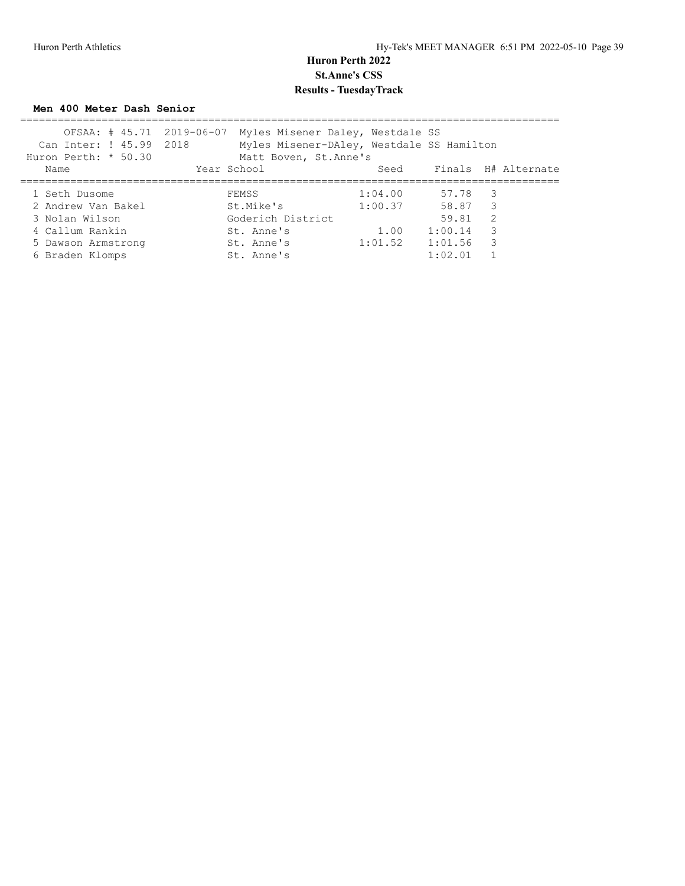# Huron Perth 2022

## St.Anne's CSS

## Results - TuesdayTrack

### Men 400 Meter Dash Senior

| | | | |
|---|---|---|---|
| OFSAA: # 45.71 | 2019-06-07 | Myles Misener Daley, Westdale SS | |
| Can Inter: ! 45.99 | 2018 | Myles Misener-DAley, Westdale SS Hamilton | |
| Huron Perth: * 50.30 | | Matt Boven, St.Anne's | |

| Name | Year School | Seed | Finals | H# | Alternate |
|---|---|---|---|---|---|
| 1 Seth Dusome | FEMSS | 1:04.00 | 57.78 | 3 | |
| 2 Andrew Van Bakel | St.Mike's | 1:00.37 | 58.87 | 3 | |
| 3 Nolan Wilson | Goderich District | | 59.81 | 2 | |
| 4 Callum Rankin | St. Anne's | 1.00 | 1:00.14 | 3 | |
| 5 Dawson Armstrong | St. Anne's | 1:01.52 | 1:01.56 | 3 | |
| 6 Braden Klomps | St. Anne's | | 1:02.01 | 1 | |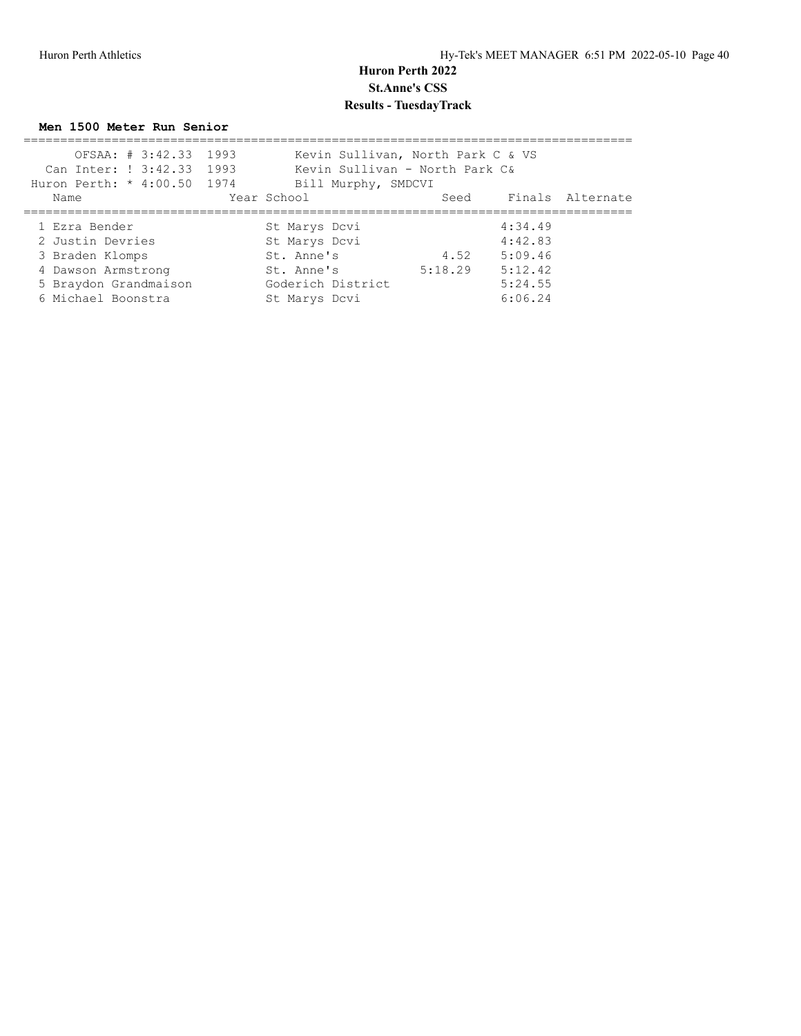# Huron Perth 2022
## St.Anne's CSS
## Results - TuesdayTrack

### Men 1500 Meter Run Senior

OFSAA: # 3:42.33 1993 Kevin Sullivan, North Park C & VS
Can Inter: ! 3:42.33 1993 Kevin Sullivan - North Park C&
Huron Perth: * 4:00.50 1974 Bill Murphy, SMDCVI

| Name | Year | School | Seed | Finals | Alternate |
|---|---|---|---|---|---|
| 1 Ezra Bender | | St Marys Dcvi | | 4:34.49 | |
| 2 Justin Devries | | St Marys Dcvi | | 4:42.83 | |
| 3 Braden Klomps | | St. Anne's | 4.52 | 5:09.46 | |
| 4 Dawson Armstrong | | St. Anne's | 5:18.29 | 5:12.42 | |
| 5 Braydon Grandmaison | | Goderich District | | 5:24.55 | |
| 6 Michael Boonstra | | St Marys Dcvi | | 6:06.24 | |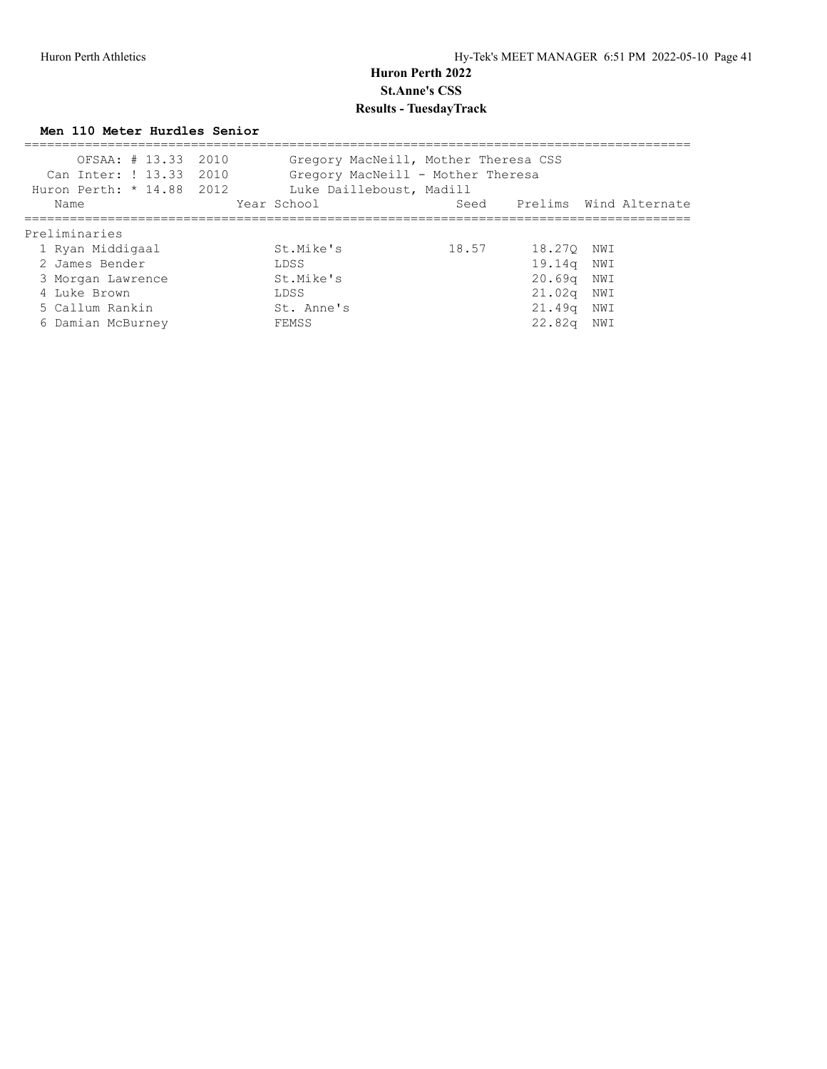# Huron Perth 2022

## St.Anne's CSS

## Results - TuesdayTrack

### Men 110 Meter Hurdles Senior

| | | |
|---|---|---|
| OFSAA: # 13.33 | 2010 | Gregory MacNeill, Mother Theresa CSS |
| Can Inter: ! 13.33 | 2010 | Gregory MacNeill - Mother Theresa |
| Huron Perth: * 14.88 | 2012 | Luke Dailleboust, Madill |

Preliminaries

| Name | Year | School | Seed | Prelims | Wind | Alternate |
|---|---|---|---|---|---|---|
| 1 Ryan Middigaal | | St.Mike's | 18.57 | 18.27Q | NWI | |
| 2 James Bender | | LDSS | | 19.14q | NWI | |
| 3 Morgan Lawrence | | St.Mike's | | 20.69q | NWI | |
| 4 Luke Brown | | LDSS | | 21.02q | NWI | |
| 5 Callum Rankin | | St. Anne's | | 21.49q | NWI | |
| 6 Damian McBurney | | FEMSS | | 22.82q | NWI | |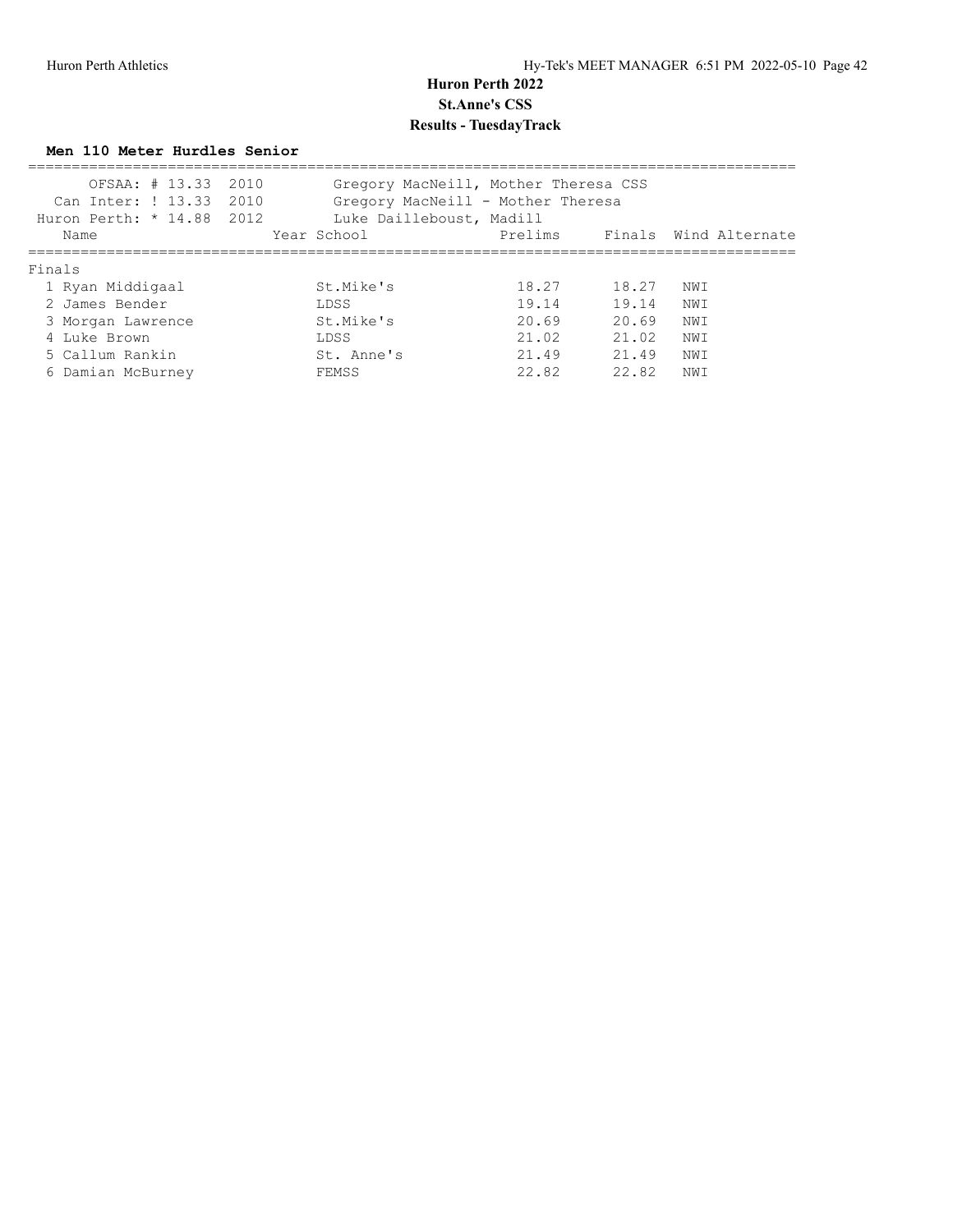# Huron Perth 2022

## St.Anne's CSS

## Results - TuesdayTrack

### Men 110 Meter Hurdles Senior

| | | |
|---|---|---|
| OFSAA: # 13.33 | 2010 | Gregory MacNeill, Mother Theresa CSS |
| Can Inter: ! 13.33 | 2010 | Gregory MacNeill - Mother Theresa |
| Huron Perth: * 14.88 | 2012 | Luke Dailleboust, Madill |

**Finals**

| | Name | Year | School | Prelims | Finals | Wind | Alternate |
|---|---|---|---|---|---|---|---|
| 1 | Ryan Middigaal | | St.Mike's | 18.27 | 18.27 | NWI | |
| 2 | James Bender | | LDSS | 19.14 | 19.14 | NWI | |
| 3 | Morgan Lawrence | | St.Mike's | 20.69 | 20.69 | NWI | |
| 4 | Luke Brown | | LDSS | 21.02 | 21.02 | NWI | |
| 5 | Callum Rankin | | St. Anne's | 21.49 | 21.49 | NWI | |
| 6 | Damian McBurney | | FEMSS | 22.82 | 22.82 | NWI | |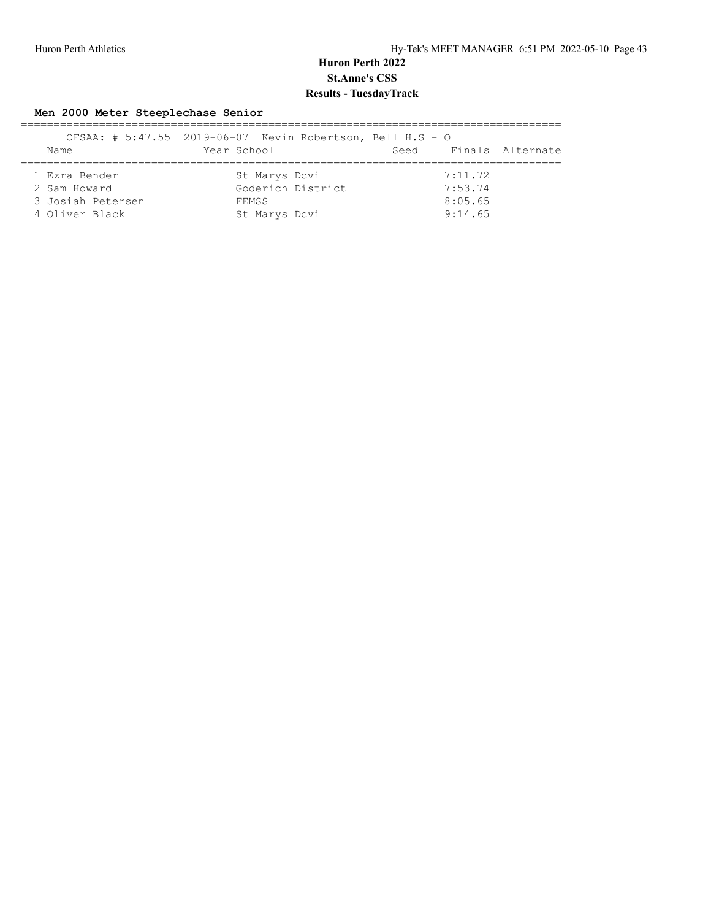# Huron Perth 2022

## St.Anne's CSS

## Results - TuesdayTrack

### Men 2000 Meter Steeplechase Senior

OFSAA: # 5:47.55 2019-06-07 Kevin Robertson, Bell H.S - O

| | Name | Year | School | Seed | Finals | Alternate |
|---|---|---|---|---|---|---|
| 1 | Ezra Bender | | St Marys Dcvi | | 7:11.72 | |
| 2 | Sam Howard | | Goderich District | | 7:53.74 | |
| 3 | Josiah Petersen | | FEMSS | | 8:05.65 | |
| 4 | Oliver Black | | St Marys Dcvi | | 9:14.65 | |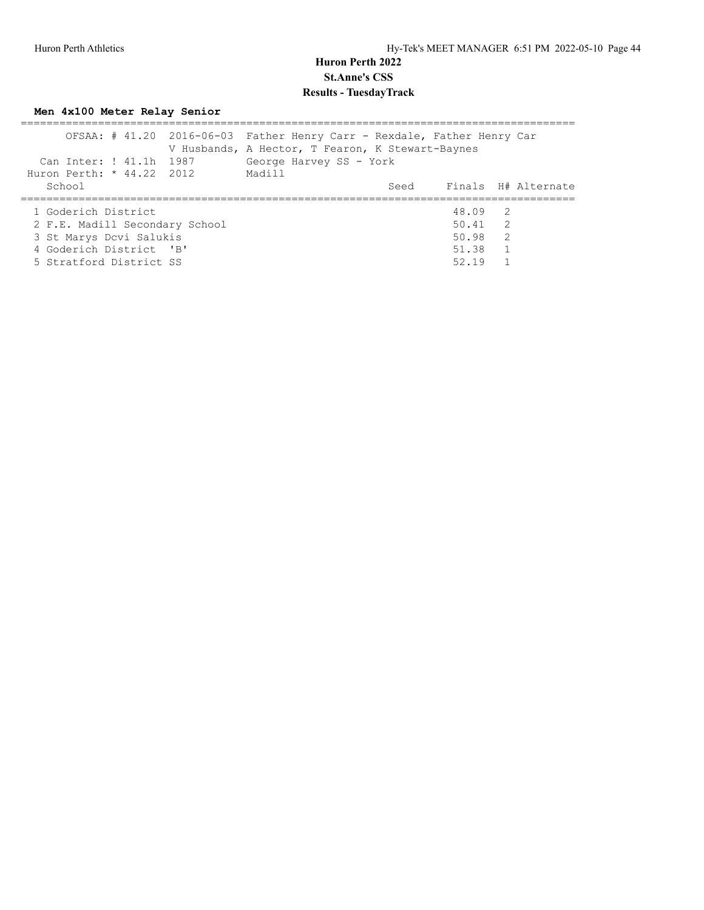# Huron Perth 2022

## St.Anne's CSS

## Results - TuesdayTrack

### Men 4x100 Meter Relay Senior

OFSAA: # 41.20 2016-06-03 Father Henry Carr - Rexdale, Father Henry Car
V Husbands, A Hector, T Fearon, K Stewart-Baynes

Can Inter: ! 41.1h 1987 George Harvey SS - York

Huron Perth: * 44.22 2012 Madill

| | School | Seed | Finals | H# | Alternate |
|---|---|---|---|---|---|
| 1 | Goderich District | | 48.09 | 2 | |
| 2 | F.E. Madill Secondary School | | 50.41 | 2 | |
| 3 | St Marys Dcvi Salukis | | 50.98 | 2 | |
| 4 | Goderich District 'B' | | 51.38 | 1 | |
| 5 | Stratford District SS | | 52.19 | 1 | |